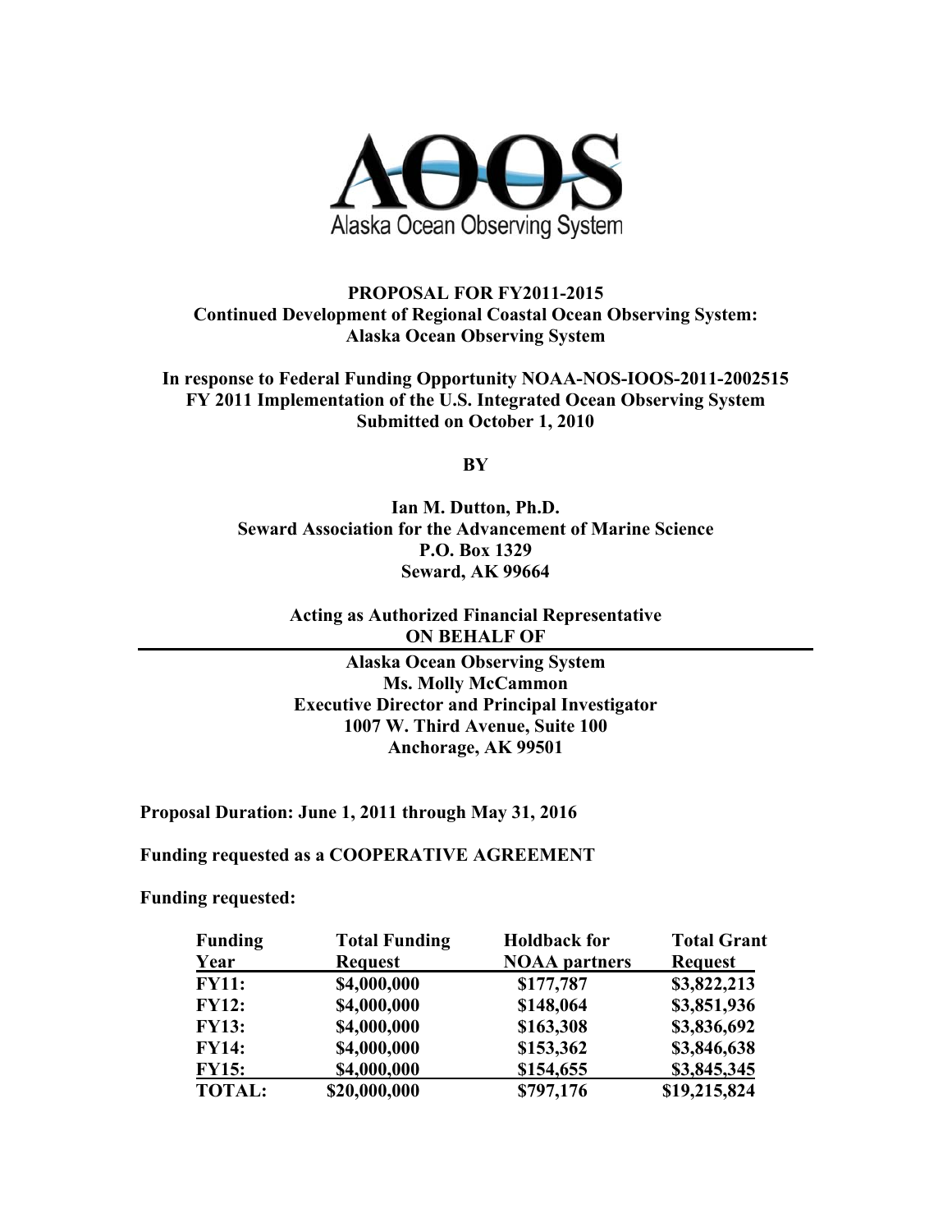AOOS

Alaska Ocean Observing System

**PROPOSAL FOR FY2011-2015**
**Continued Development of Regional Coastal Ocean Observing System:**
**Alaska Ocean Observing System**

**In response to Federal Funding Opportunity NOAA-NOS-IOOS-2011-2002515**
**FY 2011 Implementation of the U.S. Integrated Ocean Observing System**
**Submitted on October 1, 2010**

**BY**

**Ian M. Dutton, Ph.D.**
**Seward Association for the Advancement of Marine Science**
**P.O. Box 1329**
**Seward, AK 99664**

**Acting as Authorized Financial Representative**
**ON BEHALF OF**

**Alaska Ocean Observing System**
**Ms. Molly McCammon**
**Executive Director and Principal Investigator**
**1007 W. Third Avenue, Suite 100**
**Anchorage, AK 99501**

**Proposal Duration: June 1, 2011 through May 31, 2016**

**Funding requested as a COOPERATIVE AGREEMENT**

**Funding requested:**

| Funding Year | Total Funding Request | Holdback for NOAA partners | Total Grant Request |
|---|---|---|---|
| **FY11:** | **\$4,000,000** | **\$177,787** | **\$3,822,213** |
| **FY12:** | **\$4,000,000** | **\$148,064** | **\$3,851,936** |
| **FY13:** | **\$4,000,000** | **\$163,308** | **\$3,836,692** |
| **FY14:** | **\$4,000,000** | **\$153,362** | **\$3,846,638** |
| **FY15:** | **\$4,000,000** | **\$154,655** | **\$3,845,345** |
| **TOTAL:** | **\$20,000,000** | **\$797,176** | **\$19,215,824** |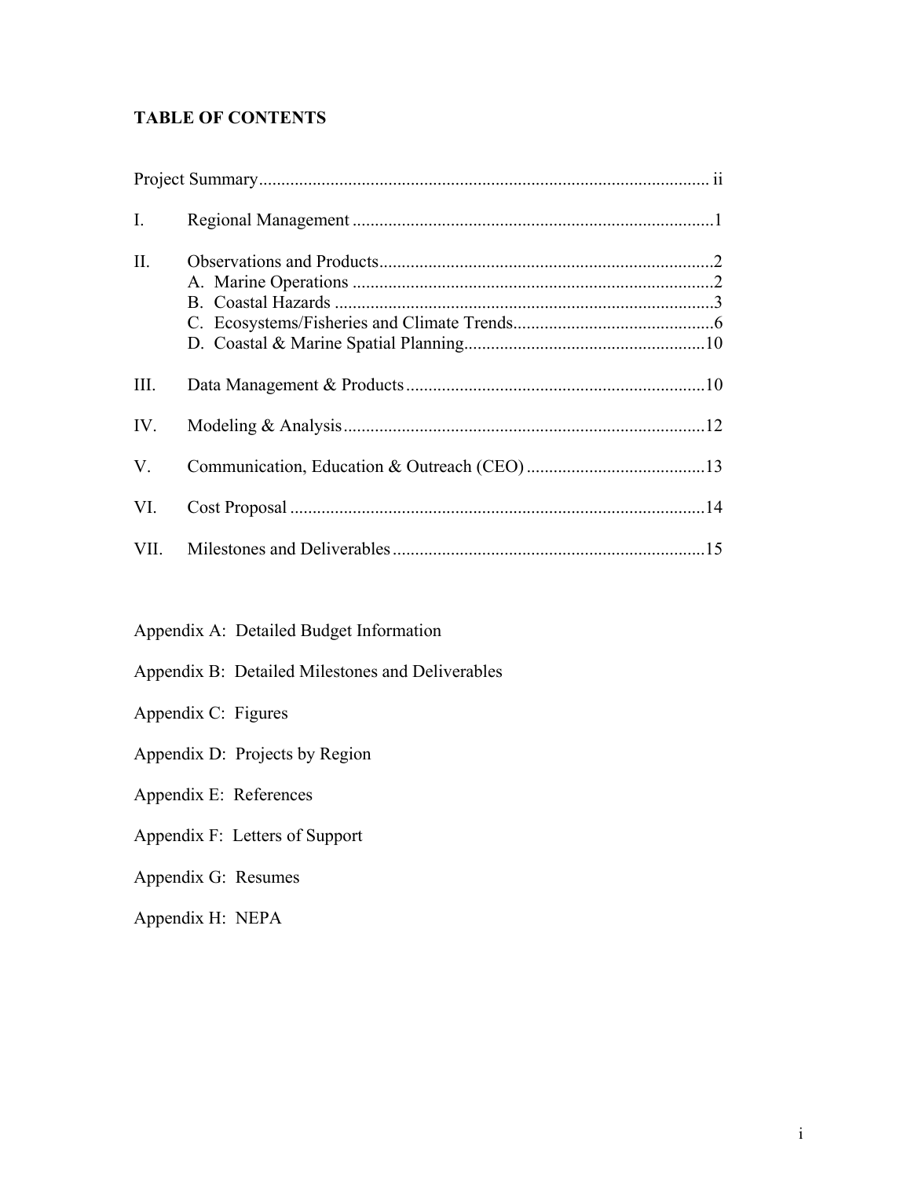## TABLE OF CONTENTS

Project Summary .................................................................................................... ii

I. Regional Management ................................................................................1

II. Observations and Products..........................................................................2
  A. Marine Operations ................................................................................2
  B. Coastal Hazards ....................................................................................3
  C. Ecosystems/Fisheries and Climate Trends.............................................6
  D. Coastal & Marine Spatial Planning......................................................10

III. Data Management & Products..................................................................10

IV. Modeling & Analysis................................................................................12

V. Communication, Education & Outreach (CEO) ........................................13

VI. Cost Proposal ............................................................................................14

VII. Milestones and Deliverables.....................................................................15

Appendix A: Detailed Budget Information

Appendix B: Detailed Milestones and Deliverables

Appendix C: Figures

Appendix D: Projects by Region

Appendix E: References

Appendix F: Letters of Support

Appendix G: Resumes

Appendix H: NEPA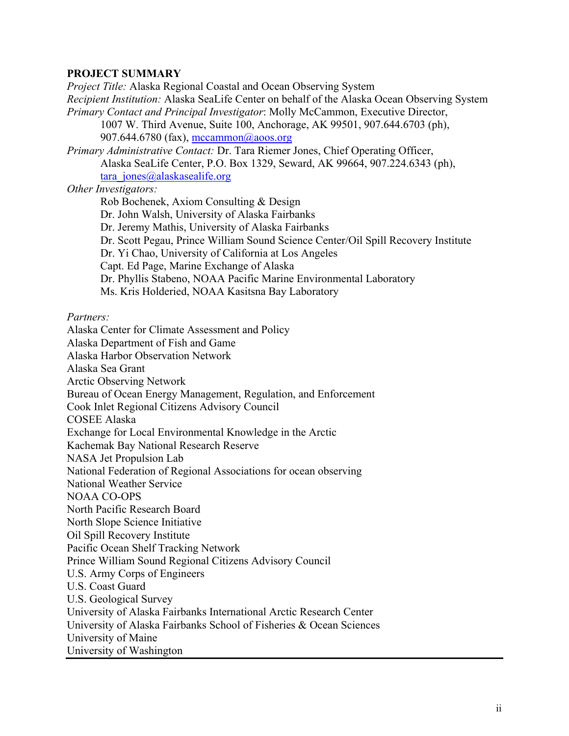**PROJECT SUMMARY**

*Project Title:* Alaska Regional Coastal and Ocean Observing System

*Recipient Institution:* Alaska SeaLife Center on behalf of the Alaska Ocean Observing System

*Primary Contact and Principal Investigator*: Molly McCammon, Executive Director, 1007 W. Third Avenue, Suite 100, Anchorage, AK 99501, 907.644.6703 (ph), 907.644.6780 (fax), mccammon@aoos.org

*Primary Administrative Contact:* Dr. Tara Riemer Jones, Chief Operating Officer, Alaska SeaLife Center, P.O. Box 1329, Seward, AK 99664, 907.224.6343 (ph), tara_jones@alaskasealife.org

*Other Investigators:*

- Rob Bochenek, Axiom Consulting & Design
- Dr. John Walsh, University of Alaska Fairbanks
- Dr. Jeremy Mathis, University of Alaska Fairbanks
- Dr. Scott Pegau, Prince William Sound Science Center/Oil Spill Recovery Institute
- Dr. Yi Chao, University of California at Los Angeles
- Capt. Ed Page, Marine Exchange of Alaska
- Dr. Phyllis Stabeno, NOAA Pacific Marine Environmental Laboratory
- Ms. Kris Holderied, NOAA Kasitsna Bay Laboratory

*Partners:*

Alaska Center for Climate Assessment and Policy
Alaska Department of Fish and Game
Alaska Harbor Observation Network
Alaska Sea Grant
Arctic Observing Network
Bureau of Ocean Energy Management, Regulation, and Enforcement
Cook Inlet Regional Citizens Advisory Council
COSEE Alaska
Exchange for Local Environmental Knowledge in the Arctic
Kachemak Bay National Research Reserve
NASA Jet Propulsion Lab
National Federation of Regional Associations for ocean observing
National Weather Service
NOAA CO-OPS
North Pacific Research Board
North Slope Science Initiative
Oil Spill Recovery Institute
Pacific Ocean Shelf Tracking Network
Prince William Sound Regional Citizens Advisory Council
U.S. Army Corps of Engineers
U.S. Coast Guard
U.S. Geological Survey
University of Alaska Fairbanks International Arctic Research Center
University of Alaska Fairbanks School of Fisheries & Ocean Sciences
University of Maine
University of Washington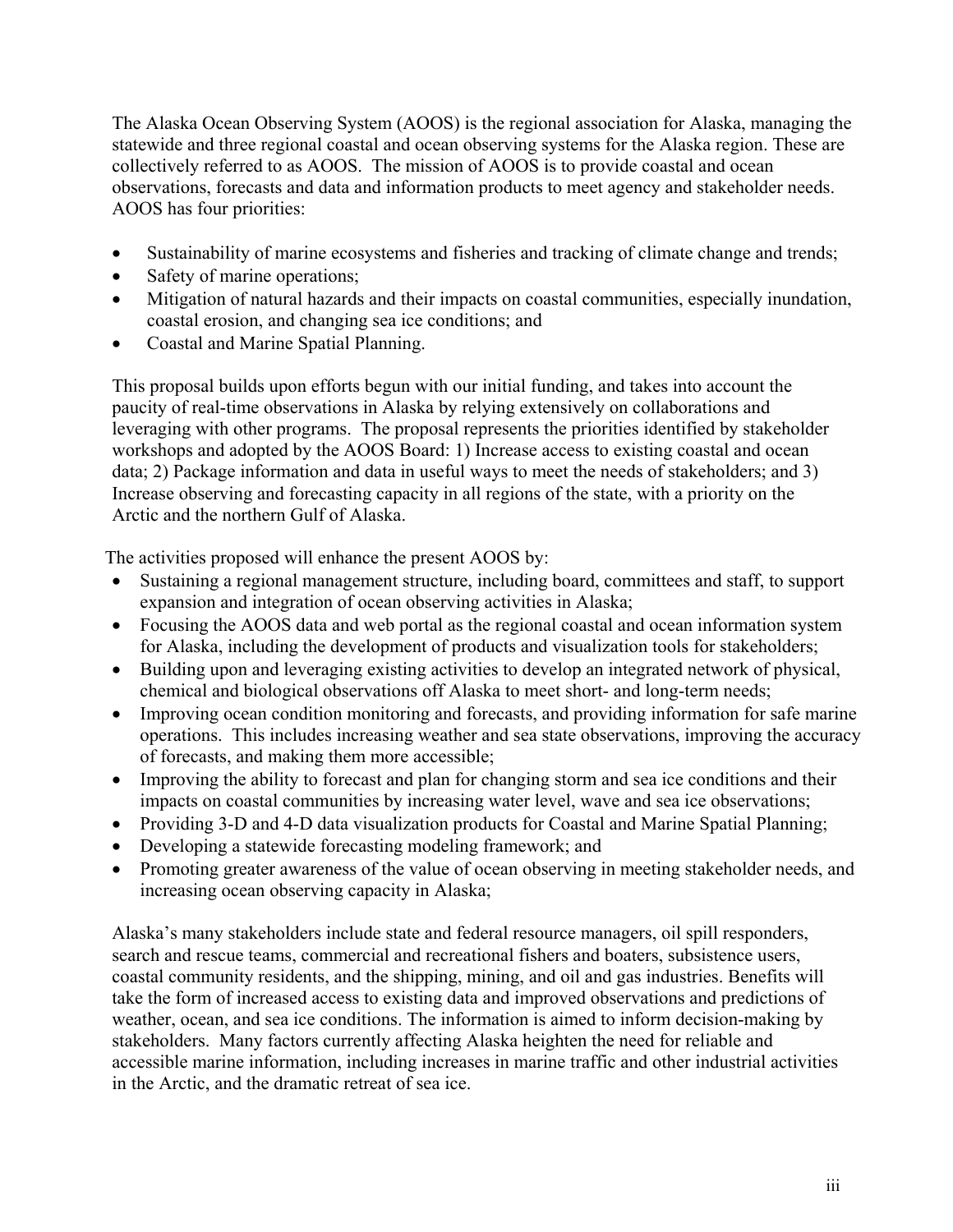The Alaska Ocean Observing System (AOOS) is the regional association for Alaska, managing the statewide and three regional coastal and ocean observing systems for the Alaska region. These are collectively referred to as AOOS. The mission of AOOS is to provide coastal and ocean observations, forecasts and data and information products to meet agency and stakeholder needs. AOOS has four priorities:

- Sustainability of marine ecosystems and fisheries and tracking of climate change and trends;
- Safety of marine operations;
- Mitigation of natural hazards and their impacts on coastal communities, especially inundation, coastal erosion, and changing sea ice conditions; and
- Coastal and Marine Spatial Planning.

This proposal builds upon efforts begun with our initial funding, and takes into account the paucity of real-time observations in Alaska by relying extensively on collaborations and leveraging with other programs. The proposal represents the priorities identified by stakeholder workshops and adopted by the AOOS Board: 1) Increase access to existing coastal and ocean data; 2) Package information and data in useful ways to meet the needs of stakeholders; and 3) Increase observing and forecasting capacity in all regions of the state, with a priority on the Arctic and the northern Gulf of Alaska.

The activities proposed will enhance the present AOOS by:

- Sustaining a regional management structure, including board, committees and staff, to support expansion and integration of ocean observing activities in Alaska;
- Focusing the AOOS data and web portal as the regional coastal and ocean information system for Alaska, including the development of products and visualization tools for stakeholders;
- Building upon and leveraging existing activities to develop an integrated network of physical, chemical and biological observations off Alaska to meet short- and long-term needs;
- Improving ocean condition monitoring and forecasts, and providing information for safe marine operations. This includes increasing weather and sea state observations, improving the accuracy of forecasts, and making them more accessible;
- Improving the ability to forecast and plan for changing storm and sea ice conditions and their impacts on coastal communities by increasing water level, wave and sea ice observations;
- Providing 3-D and 4-D data visualization products for Coastal and Marine Spatial Planning;
- Developing a statewide forecasting modeling framework; and
- Promoting greater awareness of the value of ocean observing in meeting stakeholder needs, and increasing ocean observing capacity in Alaska;

Alaska's many stakeholders include state and federal resource managers, oil spill responders, search and rescue teams, commercial and recreational fishers and boaters, subsistence users, coastal community residents, and the shipping, mining, and oil and gas industries. Benefits will take the form of increased access to existing data and improved observations and predictions of weather, ocean, and sea ice conditions. The information is aimed to inform decision-making by stakeholders. Many factors currently affecting Alaska heighten the need for reliable and accessible marine information, including increases in marine traffic and other industrial activities in the Arctic, and the dramatic retreat of sea ice.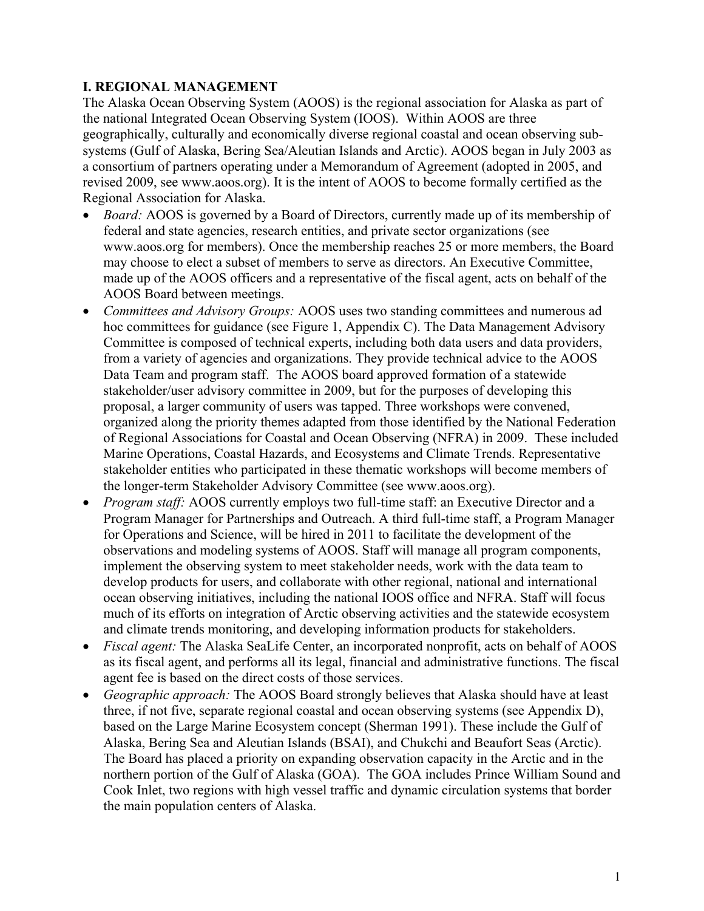## I. REGIONAL MANAGEMENT

The Alaska Ocean Observing System (AOOS) is the regional association for Alaska as part of the national Integrated Ocean Observing System (IOOS). Within AOOS are three geographically, culturally and economically diverse regional coastal and ocean observing sub-systems (Gulf of Alaska, Bering Sea/Aleutian Islands and Arctic). AOOS began in July 2003 as a consortium of partners operating under a Memorandum of Agreement (adopted in 2005, and revised 2009, see www.aoos.org). It is the intent of AOOS to become formally certified as the Regional Association for Alaska.

- *Board:* AOOS is governed by a Board of Directors, currently made up of its membership of federal and state agencies, research entities, and private sector organizations (see www.aoos.org for members). Once the membership reaches 25 or more members, the Board may choose to elect a subset of members to serve as directors. An Executive Committee, made up of the AOOS officers and a representative of the fiscal agent, acts on behalf of the AOOS Board between meetings.
- *Committees and Advisory Groups:* AOOS uses two standing committees and numerous ad hoc committees for guidance (see Figure 1, Appendix C). The Data Management Advisory Committee is composed of technical experts, including both data users and data providers, from a variety of agencies and organizations. They provide technical advice to the AOOS Data Team and program staff. The AOOS board approved formation of a statewide stakeholder/user advisory committee in 2009, but for the purposes of developing this proposal, a larger community of users was tapped. Three workshops were convened, organized along the priority themes adapted from those identified by the National Federation of Regional Associations for Coastal and Ocean Observing (NFRA) in 2009. These included Marine Operations, Coastal Hazards, and Ecosystems and Climate Trends. Representative stakeholder entities who participated in these thematic workshops will become members of the longer-term Stakeholder Advisory Committee (see www.aoos.org).
- *Program staff:* AOOS currently employs two full-time staff: an Executive Director and a Program Manager for Partnerships and Outreach. A third full-time staff, a Program Manager for Operations and Science, will be hired in 2011 to facilitate the development of the observations and modeling systems of AOOS. Staff will manage all program components, implement the observing system to meet stakeholder needs, work with the data team to develop products for users, and collaborate with other regional, national and international ocean observing initiatives, including the national IOOS office and NFRA. Staff will focus much of its efforts on integration of Arctic observing activities and the statewide ecosystem and climate trends monitoring, and developing information products for stakeholders.
- *Fiscal agent:* The Alaska SeaLife Center, an incorporated nonprofit, acts on behalf of AOOS as its fiscal agent, and performs all its legal, financial and administrative functions. The fiscal agent fee is based on the direct costs of those services.
- *Geographic approach:* The AOOS Board strongly believes that Alaska should have at least three, if not five, separate regional coastal and ocean observing systems (see Appendix D), based on the Large Marine Ecosystem concept (Sherman 1991). These include the Gulf of Alaska, Bering Sea and Aleutian Islands (BSAI), and Chukchi and Beaufort Seas (Arctic). The Board has placed a priority on expanding observation capacity in the Arctic and in the northern portion of the Gulf of Alaska (GOA). The GOA includes Prince William Sound and Cook Inlet, two regions with high vessel traffic and dynamic circulation systems that border the main population centers of Alaska.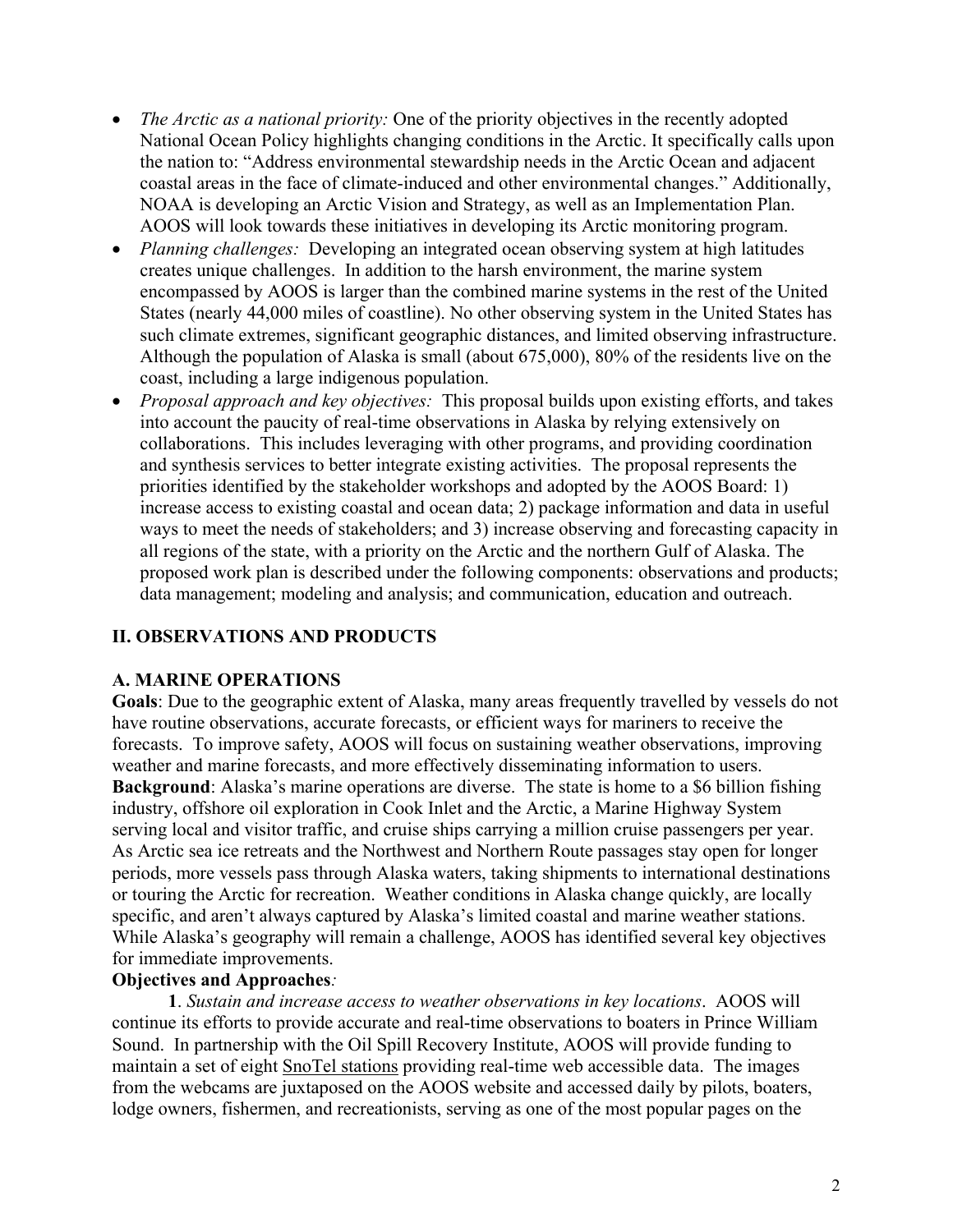- *The Arctic as a national priority:* One of the priority objectives in the recently adopted National Ocean Policy highlights changing conditions in the Arctic. It specifically calls upon the nation to: "Address environmental stewardship needs in the Arctic Ocean and adjacent coastal areas in the face of climate-induced and other environmental changes." Additionally, NOAA is developing an Arctic Vision and Strategy, as well as an Implementation Plan. AOOS will look towards these initiatives in developing its Arctic monitoring program.
- *Planning challenges:* Developing an integrated ocean observing system at high latitudes creates unique challenges. In addition to the harsh environment, the marine system encompassed by AOOS is larger than the combined marine systems in the rest of the United States (nearly 44,000 miles of coastline). No other observing system in the United States has such climate extremes, significant geographic distances, and limited observing infrastructure. Although the population of Alaska is small (about 675,000), 80% of the residents live on the coast, including a large indigenous population.
- *Proposal approach and key objectives:* This proposal builds upon existing efforts, and takes into account the paucity of real-time observations in Alaska by relying extensively on collaborations. This includes leveraging with other programs, and providing coordination and synthesis services to better integrate existing activities. The proposal represents the priorities identified by the stakeholder workshops and adopted by the AOOS Board: 1) increase access to existing coastal and ocean data; 2) package information and data in useful ways to meet the needs of stakeholders; and 3) increase observing and forecasting capacity in all regions of the state, with a priority on the Arctic and the northern Gulf of Alaska. The proposed work plan is described under the following components: observations and products; data management; modeling and analysis; and communication, education and outreach.

## II. OBSERVATIONS AND PRODUCTS

### A. MARINE OPERATIONS

**Goals**: Due to the geographic extent of Alaska, many areas frequently travelled by vessels do not have routine observations, accurate forecasts, or efficient ways for mariners to receive the forecasts. To improve safety, AOOS will focus on sustaining weather observations, improving weather and marine forecasts, and more effectively disseminating information to users.

**Background**: Alaska's marine operations are diverse. The state is home to a $6 billion fishing industry, offshore oil exploration in Cook Inlet and the Arctic, a Marine Highway System serving local and visitor traffic, and cruise ships carrying a million cruise passengers per year. As Arctic sea ice retreats and the Northwest and Northern Route passages stay open for longer periods, more vessels pass through Alaska waters, taking shipments to international destinations or touring the Arctic for recreation. Weather conditions in Alaska change quickly, are locally specific, and aren't always captured by Alaska's limited coastal and marine weather stations. While Alaska's geography will remain a challenge, AOOS has identified several key objectives for immediate improvements.

**Objectives and Approaches***:*

**1**. *Sustain and increase access to weather observations in key locations*. AOOS will continue its efforts to provide accurate and real-time observations to boaters in Prince William Sound. In partnership with the Oil Spill Recovery Institute, AOOS will provide funding to maintain a set of eight SnoTel stations providing real-time web accessible data. The images from the webcams are juxtaposed on the AOOS website and accessed daily by pilots, boaters, lodge owners, fishermen, and recreationists, serving as one of the most popular pages on the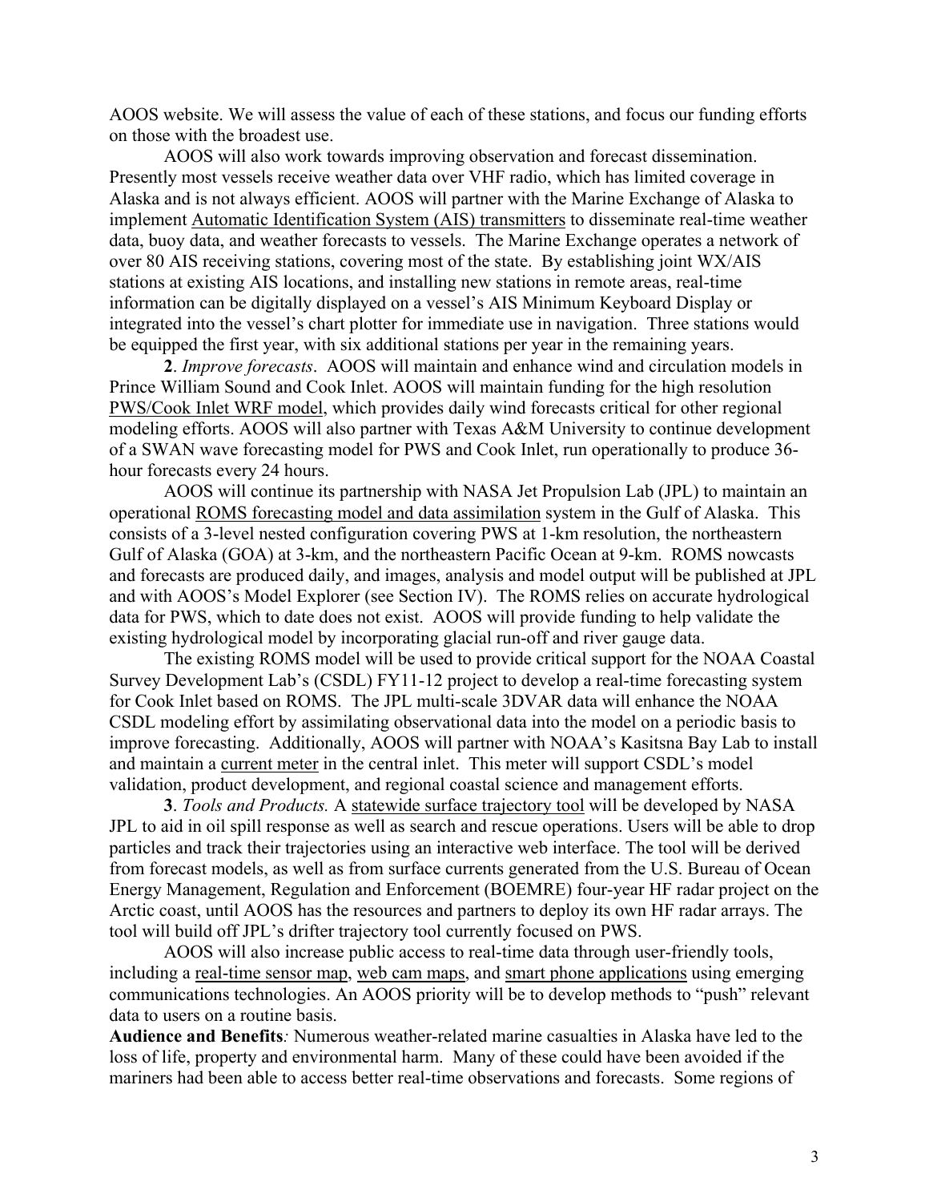AOOS website. We will assess the value of each of these stations, and focus our funding efforts on those with the broadest use.

AOOS will also work towards improving observation and forecast dissemination. Presently most vessels receive weather data over VHF radio, which has limited coverage in Alaska and is not always efficient. AOOS will partner with the Marine Exchange of Alaska to implement Automatic Identification System (AIS) transmitters to disseminate real-time weather data, buoy data, and weather forecasts to vessels. The Marine Exchange operates a network of over 80 AIS receiving stations, covering most of the state. By establishing joint WX/AIS stations at existing AIS locations, and installing new stations in remote areas, real-time information can be digitally displayed on a vessel's AIS Minimum Keyboard Display or integrated into the vessel's chart plotter for immediate use in navigation. Three stations would be equipped the first year, with six additional stations per year in the remaining years.

**2**. *Improve forecasts*. AOOS will maintain and enhance wind and circulation models in Prince William Sound and Cook Inlet. AOOS will maintain funding for the high resolution PWS/Cook Inlet WRF model, which provides daily wind forecasts critical for other regional modeling efforts. AOOS will also partner with Texas A&M University to continue development of a SWAN wave forecasting model for PWS and Cook Inlet, run operationally to produce 36-hour forecasts every 24 hours.

AOOS will continue its partnership with NASA Jet Propulsion Lab (JPL) to maintain an operational ROMS forecasting model and data assimilation system in the Gulf of Alaska. This consists of a 3-level nested configuration covering PWS at 1-km resolution, the northeastern Gulf of Alaska (GOA) at 3-km, and the northeastern Pacific Ocean at 9-km. ROMS nowcasts and forecasts are produced daily, and images, analysis and model output will be published at JPL and with AOOS's Model Explorer (see Section IV). The ROMS relies on accurate hydrological data for PWS, which to date does not exist. AOOS will provide funding to help validate the existing hydrological model by incorporating glacial run-off and river gauge data.

The existing ROMS model will be used to provide critical support for the NOAA Coastal Survey Development Lab's (CSDL) FY11-12 project to develop a real-time forecasting system for Cook Inlet based on ROMS. The JPL multi-scale 3DVAR data will enhance the NOAA CSDL modeling effort by assimilating observational data into the model on a periodic basis to improve forecasting. Additionally, AOOS will partner with NOAA's Kasitsna Bay Lab to install and maintain a current meter in the central inlet. This meter will support CSDL's model validation, product development, and regional coastal science and management efforts.

**3**. *Tools and Products.* A statewide surface trajectory tool will be developed by NASA JPL to aid in oil spill response as well as search and rescue operations. Users will be able to drop particles and track their trajectories using an interactive web interface. The tool will be derived from forecast models, as well as from surface currents generated from the U.S. Bureau of Ocean Energy Management, Regulation and Enforcement (BOEMRE) four-year HF radar project on the Arctic coast, until AOOS has the resources and partners to deploy its own HF radar arrays. The tool will build off JPL's drifter trajectory tool currently focused on PWS.

AOOS will also increase public access to real-time data through user-friendly tools, including a real-time sensor map, web cam maps, and smart phone applications using emerging communications technologies. An AOOS priority will be to develop methods to "push" relevant data to users on a routine basis.

**Audience and Benefits***:* Numerous weather-related marine casualties in Alaska have led to the loss of life, property and environmental harm. Many of these could have been avoided if the mariners had been able to access better real-time observations and forecasts. Some regions of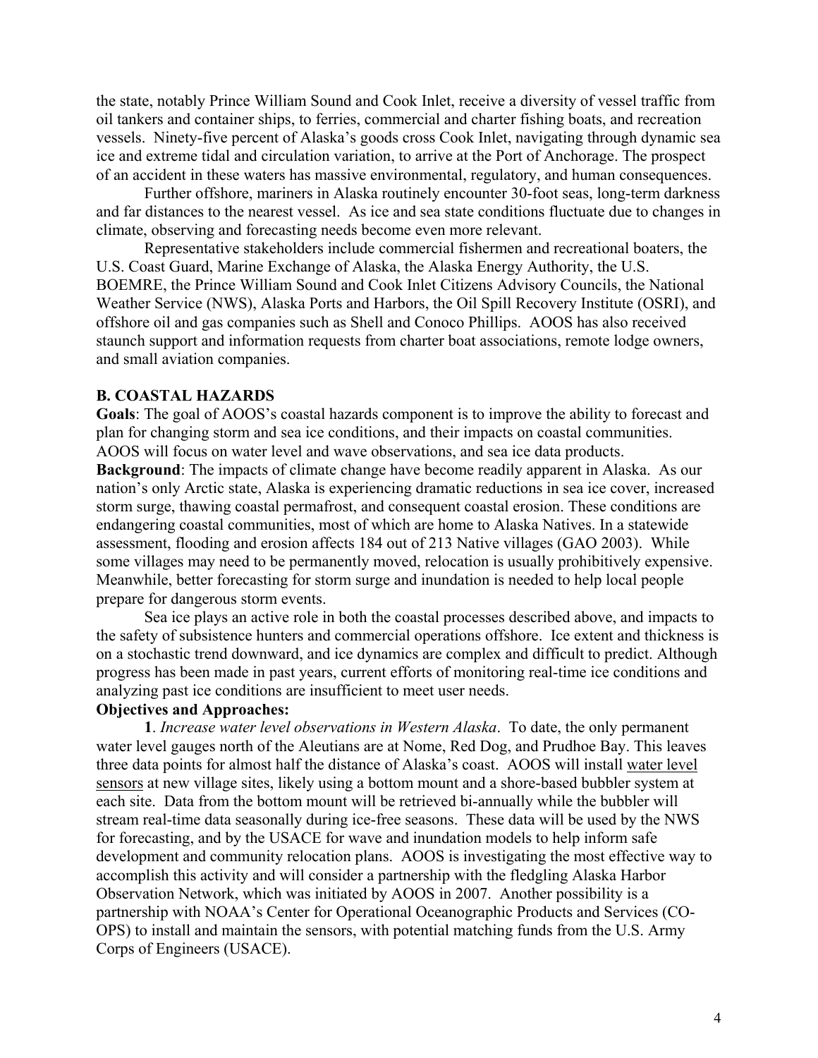the state, notably Prince William Sound and Cook Inlet, receive a diversity of vessel traffic from oil tankers and container ships, to ferries, commercial and charter fishing boats, and recreation vessels. Ninety-five percent of Alaska's goods cross Cook Inlet, navigating through dynamic sea ice and extreme tidal and circulation variation, to arrive at the Port of Anchorage. The prospect of an accident in these waters has massive environmental, regulatory, and human consequences.

Further offshore, mariners in Alaska routinely encounter 30-foot seas, long-term darkness and far distances to the nearest vessel. As ice and sea state conditions fluctuate due to changes in climate, observing and forecasting needs become even more relevant.

Representative stakeholders include commercial fishermen and recreational boaters, the U.S. Coast Guard, Marine Exchange of Alaska, the Alaska Energy Authority, the U.S. BOEMRE, the Prince William Sound and Cook Inlet Citizens Advisory Councils, the National Weather Service (NWS), Alaska Ports and Harbors, the Oil Spill Recovery Institute (OSRI), and offshore oil and gas companies such as Shell and Conoco Phillips. AOOS has also received staunch support and information requests from charter boat associations, remote lodge owners, and small aviation companies.

## B. COASTAL HAZARDS

**Goals**: The goal of AOOS's coastal hazards component is to improve the ability to forecast and plan for changing storm and sea ice conditions, and their impacts on coastal communities. AOOS will focus on water level and wave observations, and sea ice data products.

**Background**: The impacts of climate change have become readily apparent in Alaska. As our nation's only Arctic state, Alaska is experiencing dramatic reductions in sea ice cover, increased storm surge, thawing coastal permafrost, and consequent coastal erosion. These conditions are endangering coastal communities, most of which are home to Alaska Natives. In a statewide assessment, flooding and erosion affects 184 out of 213 Native villages (GAO 2003). While some villages may need to be permanently moved, relocation is usually prohibitively expensive. Meanwhile, better forecasting for storm surge and inundation is needed to help local people prepare for dangerous storm events.

Sea ice plays an active role in both the coastal processes described above, and impacts to the safety of subsistence hunters and commercial operations offshore. Ice extent and thickness is on a stochastic trend downward, and ice dynamics are complex and difficult to predict. Although progress has been made in past years, current efforts of monitoring real-time ice conditions and analyzing past ice conditions are insufficient to meet user needs.

**Objectives and Approaches:**

**1**. *Increase water level observations in Western Alaska*. To date, the only permanent water level gauges north of the Aleutians are at Nome, Red Dog, and Prudhoe Bay. This leaves three data points for almost half the distance of Alaska's coast. AOOS will install <u>water level sensors</u> at new village sites, likely using a bottom mount and a shore-based bubbler system at each site. Data from the bottom mount will be retrieved bi-annually while the bubbler will stream real-time data seasonally during ice-free seasons. These data will be used by the NWS for forecasting, and by the USACE for wave and inundation models to help inform safe development and community relocation plans. AOOS is investigating the most effective way to accomplish this activity and will consider a partnership with the fledgling Alaska Harbor Observation Network, which was initiated by AOOS in 2007. Another possibility is a partnership with NOAA's Center for Operational Oceanographic Products and Services (CO-OPS) to install and maintain the sensors, with potential matching funds from the U.S. Army Corps of Engineers (USACE).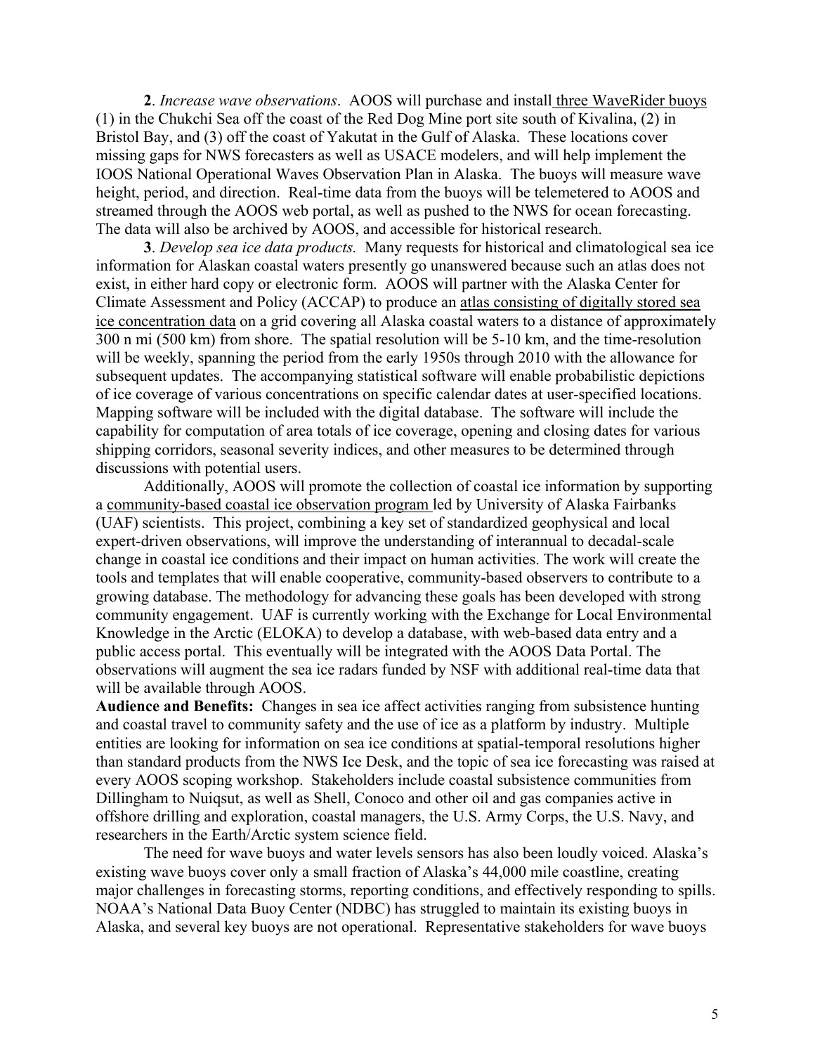**2**. *Increase wave observations*. AOOS will purchase and install three WaveRider buoys (1) in the Chukchi Sea off the coast of the Red Dog Mine port site south of Kivalina, (2) in Bristol Bay, and (3) off the coast of Yakutat in the Gulf of Alaska. These locations cover missing gaps for NWS forecasters as well as USACE modelers, and will help implement the IOOS National Operational Waves Observation Plan in Alaska. The buoys will measure wave height, period, and direction. Real-time data from the buoys will be telemetered to AOOS and streamed through the AOOS web portal, as well as pushed to the NWS for ocean forecasting. The data will also be archived by AOOS, and accessible for historical research.

**3**. *Develop sea ice data products.* Many requests for historical and climatological sea ice information for Alaskan coastal waters presently go unanswered because such an atlas does not exist, in either hard copy or electronic form. AOOS will partner with the Alaska Center for Climate Assessment and Policy (ACCAP) to produce an atlas consisting of digitally stored sea ice concentration data on a grid covering all Alaska coastal waters to a distance of approximately 300 n mi (500 km) from shore. The spatial resolution will be 5-10 km, and the time-resolution will be weekly, spanning the period from the early 1950s through 2010 with the allowance for subsequent updates. The accompanying statistical software will enable probabilistic depictions of ice coverage of various concentrations on specific calendar dates at user-specified locations. Mapping software will be included with the digital database. The software will include the capability for computation of area totals of ice coverage, opening and closing dates for various shipping corridors, seasonal severity indices, and other measures to be determined through discussions with potential users.

Additionally, AOOS will promote the collection of coastal ice information by supporting a community-based coastal ice observation program led by University of Alaska Fairbanks (UAF) scientists. This project, combining a key set of standardized geophysical and local expert-driven observations, will improve the understanding of interannual to decadal-scale change in coastal ice conditions and their impact on human activities. The work will create the tools and templates that will enable cooperative, community-based observers to contribute to a growing database. The methodology for advancing these goals has been developed with strong community engagement. UAF is currently working with the Exchange for Local Environmental Knowledge in the Arctic (ELOKA) to develop a database, with web-based data entry and a public access portal. This eventually will be integrated with the AOOS Data Portal. The observations will augment the sea ice radars funded by NSF with additional real-time data that will be available through AOOS.

**Audience and Benefits:** Changes in sea ice affect activities ranging from subsistence hunting and coastal travel to community safety and the use of ice as a platform by industry. Multiple entities are looking for information on sea ice conditions at spatial-temporal resolutions higher than standard products from the NWS Ice Desk, and the topic of sea ice forecasting was raised at every AOOS scoping workshop. Stakeholders include coastal subsistence communities from Dillingham to Nuiqsut, as well as Shell, Conoco and other oil and gas companies active in offshore drilling and exploration, coastal managers, the U.S. Army Corps, the U.S. Navy, and researchers in the Earth/Arctic system science field.

The need for wave buoys and water levels sensors has also been loudly voiced. Alaska's existing wave buoys cover only a small fraction of Alaska's 44,000 mile coastline, creating major challenges in forecasting storms, reporting conditions, and effectively responding to spills. NOAA's National Data Buoy Center (NDBC) has struggled to maintain its existing buoys in Alaska, and several key buoys are not operational. Representative stakeholders for wave buoys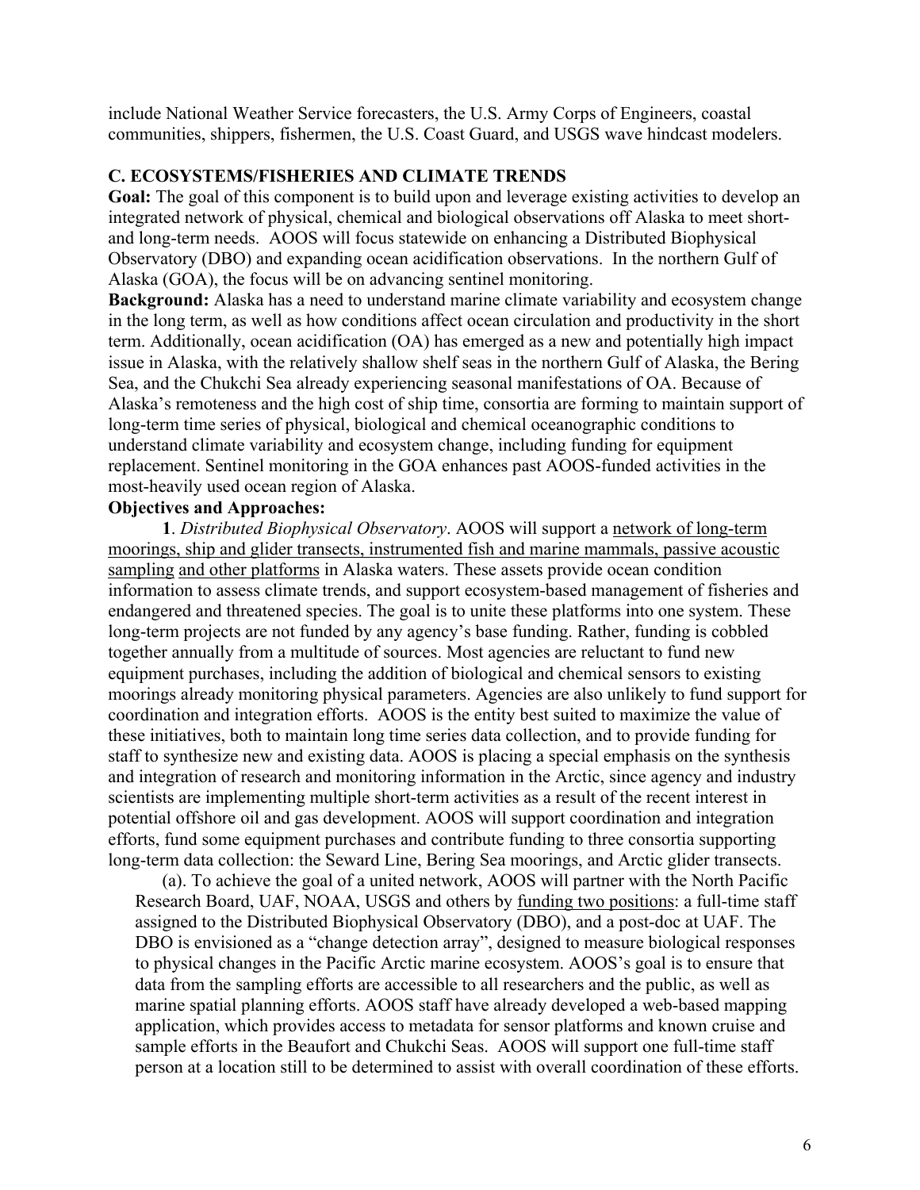include National Weather Service forecasters, the U.S. Army Corps of Engineers, coastal communities, shippers, fishermen, the U.S. Coast Guard, and USGS wave hindcast modelers.

### C. ECOSYSTEMS/FISHERIES AND CLIMATE TRENDS

**Goal:** The goal of this component is to build upon and leverage existing activities to develop an integrated network of physical, chemical and biological observations off Alaska to meet short- and long-term needs. AOOS will focus statewide on enhancing a Distributed Biophysical Observatory (DBO) and expanding ocean acidification observations. In the northern Gulf of Alaska (GOA), the focus will be on advancing sentinel monitoring.

**Background:** Alaska has a need to understand marine climate variability and ecosystem change in the long term, as well as how conditions affect ocean circulation and productivity in the short term. Additionally, ocean acidification (OA) has emerged as a new and potentially high impact issue in Alaska, with the relatively shallow shelf seas in the northern Gulf of Alaska, the Bering Sea, and the Chukchi Sea already experiencing seasonal manifestations of OA. Because of Alaska's remoteness and the high cost of ship time, consortia are forming to maintain support of long-term time series of physical, biological and chemical oceanographic conditions to understand climate variability and ecosystem change, including funding for equipment replacement. Sentinel monitoring in the GOA enhances past AOOS-funded activities in the most-heavily used ocean region of Alaska.

**Objectives and Approaches:**

**1**. *Distributed Biophysical Observatory*. AOOS will support a <u>network of long-term moorings, ship and glider transects, instrumented fish and marine mammals, passive acoustic sampling</u> <u>and other platforms</u> in Alaska waters. These assets provide ocean condition information to assess climate trends, and support ecosystem-based management of fisheries and endangered and threatened species. The goal is to unite these platforms into one system. These long-term projects are not funded by any agency's base funding. Rather, funding is cobbled together annually from a multitude of sources. Most agencies are reluctant to fund new equipment purchases, including the addition of biological and chemical sensors to existing moorings already monitoring physical parameters. Agencies are also unlikely to fund support for coordination and integration efforts. AOOS is the entity best suited to maximize the value of these initiatives, both to maintain long time series data collection, and to provide funding for staff to synthesize new and existing data. AOOS is placing a special emphasis on the synthesis and integration of research and monitoring information in the Arctic, since agency and industry scientists are implementing multiple short-term activities as a result of the recent interest in potential offshore oil and gas development. AOOS will support coordination and integration efforts, fund some equipment purchases and contribute funding to three consortia supporting long-term data collection: the Seward Line, Bering Sea moorings, and Arctic glider transects.

(a). To achieve the goal of a united network, AOOS will partner with the North Pacific Research Board, UAF, NOAA, USGS and others by <u>funding two positions</u>: a full-time staff assigned to the Distributed Biophysical Observatory (DBO), and a post-doc at UAF. The DBO is envisioned as a "change detection array", designed to measure biological responses to physical changes in the Pacific Arctic marine ecosystem. AOOS's goal is to ensure that data from the sampling efforts are accessible to all researchers and the public, as well as marine spatial planning efforts. AOOS staff have already developed a web-based mapping application, which provides access to metadata for sensor platforms and known cruise and sample efforts in the Beaufort and Chukchi Seas. AOOS will support one full-time staff person at a location still to be determined to assist with overall coordination of these efforts.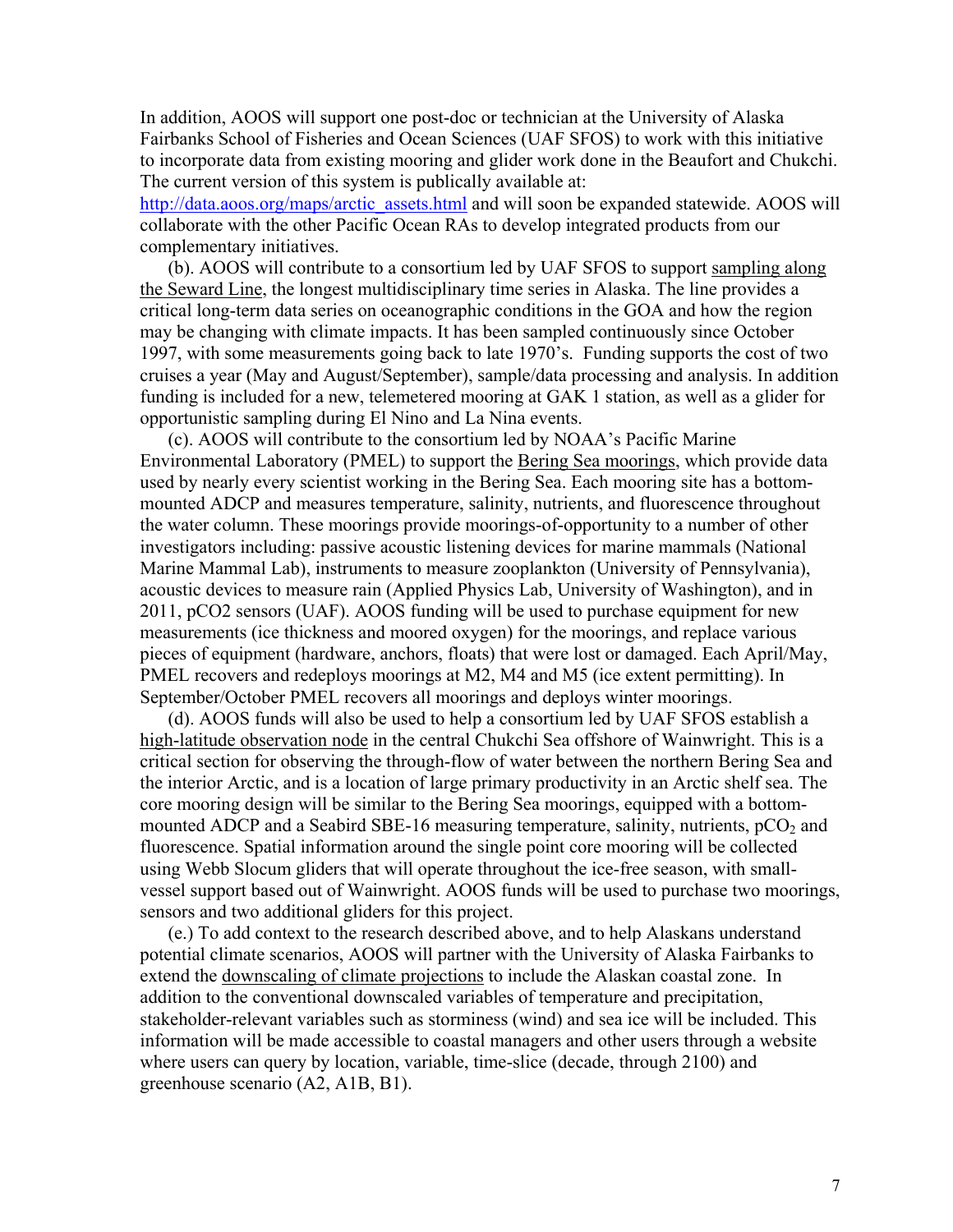In addition, AOOS will support one post-doc or technician at the University of Alaska Fairbanks School of Fisheries and Ocean Sciences (UAF SFOS) to work with this initiative to incorporate data from existing mooring and glider work done in the Beaufort and Chukchi. The current version of this system is publically available at: http://data.aoos.org/maps/arctic_assets.html and will soon be expanded statewide. AOOS will collaborate with the other Pacific Ocean RAs to develop integrated products from our complementary initiatives.

(b). AOOS will contribute to a consortium led by UAF SFOS to support sampling along the Seward Line, the longest multidisciplinary time series in Alaska. The line provides a critical long-term data series on oceanographic conditions in the GOA and how the region may be changing with climate impacts. It has been sampled continuously since October 1997, with some measurements going back to late 1970's. Funding supports the cost of two cruises a year (May and August/September), sample/data processing and analysis. In addition funding is included for a new, telemetered mooring at GAK 1 station, as well as a glider for opportunistic sampling during El Nino and La Nina events.

(c). AOOS will contribute to the consortium led by NOAA's Pacific Marine Environmental Laboratory (PMEL) to support the Bering Sea moorings, which provide data used by nearly every scientist working in the Bering Sea. Each mooring site has a bottom-mounted ADCP and measures temperature, salinity, nutrients, and fluorescence throughout the water column. These moorings provide moorings-of-opportunity to a number of other investigators including: passive acoustic listening devices for marine mammals (National Marine Mammal Lab), instruments to measure zooplankton (University of Pennsylvania), acoustic devices to measure rain (Applied Physics Lab, University of Washington), and in 2011, pCO2 sensors (UAF). AOOS funding will be used to purchase equipment for new measurements (ice thickness and moored oxygen) for the moorings, and replace various pieces of equipment (hardware, anchors, floats) that were lost or damaged. Each April/May, PMEL recovers and redeploys moorings at M2, M4 and M5 (ice extent permitting). In September/October PMEL recovers all moorings and deploys winter moorings.

(d). AOOS funds will also be used to help a consortium led by UAF SFOS establish a high-latitude observation node in the central Chukchi Sea offshore of Wainwright. This is a critical section for observing the through-flow of water between the northern Bering Sea and the interior Arctic, and is a location of large primary productivity in an Arctic shelf sea. The core mooring design will be similar to the Bering Sea moorings, equipped with a bottom-mounted ADCP and a Seabird SBE-16 measuring temperature, salinity, nutrients, $pCO_2$ and fluorescence. Spatial information around the single point core mooring will be collected using Webb Slocum gliders that will operate throughout the ice-free season, with small-vessel support based out of Wainwright. AOOS funds will be used to purchase two moorings, sensors and two additional gliders for this project.

(e.) To add context to the research described above, and to help Alaskans understand potential climate scenarios, AOOS will partner with the University of Alaska Fairbanks to extend the downscaling of climate projections to include the Alaskan coastal zone. In addition to the conventional downscaled variables of temperature and precipitation, stakeholder-relevant variables such as storminess (wind) and sea ice will be included. This information will be made accessible to coastal managers and other users through a website where users can query by location, variable, time-slice (decade, through 2100) and greenhouse scenario (A2, A1B, B1).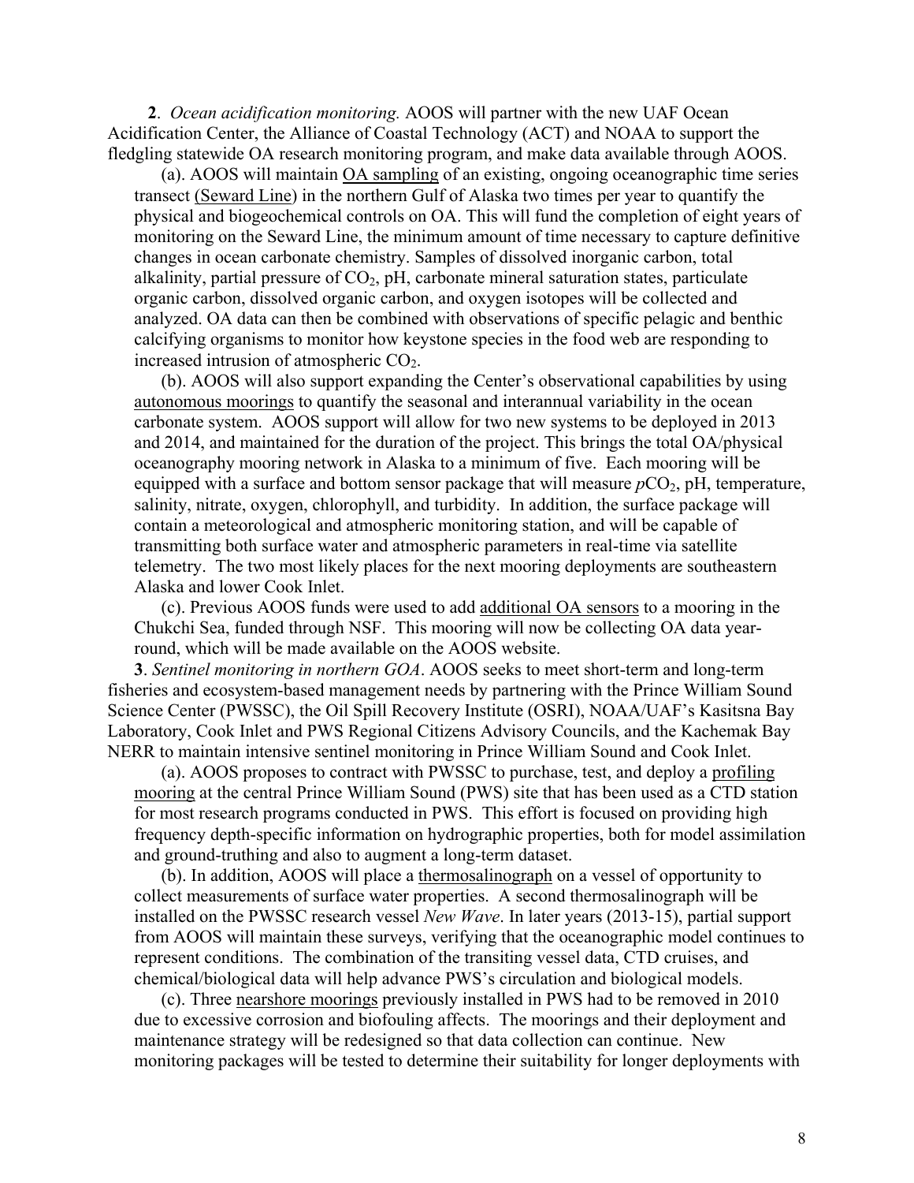**2**. *Ocean acidification monitoring.* AOOS will partner with the new UAF Ocean Acidification Center, the Alliance of Coastal Technology (ACT) and NOAA to support the fledgling statewide OA research monitoring program, and make data available through AOOS.

(a). AOOS will maintain OA sampling of an existing, ongoing oceanographic time series transect (Seward Line) in the northern Gulf of Alaska two times per year to quantify the physical and biogeochemical controls on OA. This will fund the completion of eight years of monitoring on the Seward Line, the minimum amount of time necessary to capture definitive changes in ocean carbonate chemistry. Samples of dissolved inorganic carbon, total alkalinity, partial pressure of $CO_2$, pH, carbonate mineral saturation states, particulate organic carbon, dissolved organic carbon, and oxygen isotopes will be collected and analyzed. OA data can then be combined with observations of specific pelagic and benthic calcifying organisms to monitor how keystone species in the food web are responding to increased intrusion of atmospheric $CO_2$.

(b). AOOS will also support expanding the Center's observational capabilities by using autonomous moorings to quantify the seasonal and interannual variability in the ocean carbonate system. AOOS support will allow for two new systems to be deployed in 2013 and 2014, and maintained for the duration of the project. This brings the total OA/physical oceanography mooring network in Alaska to a minimum of five. Each mooring will be equipped with a surface and bottom sensor package that will measure $pCO_2$, pH, temperature, salinity, nitrate, oxygen, chlorophyll, and turbidity. In addition, the surface package will contain a meteorological and atmospheric monitoring station, and will be capable of transmitting both surface water and atmospheric parameters in real-time via satellite telemetry. The two most likely places for the next mooring deployments are southeastern Alaska and lower Cook Inlet.

(c). Previous AOOS funds were used to add additional OA sensors to a mooring in the Chukchi Sea, funded through NSF. This mooring will now be collecting OA data year-round, which will be made available on the AOOS website.

**3**. *Sentinel monitoring in northern GOA*. AOOS seeks to meet short-term and long-term fisheries and ecosystem-based management needs by partnering with the Prince William Sound Science Center (PWSSC), the Oil Spill Recovery Institute (OSRI), NOAA/UAF's Kasitsna Bay Laboratory, Cook Inlet and PWS Regional Citizens Advisory Councils, and the Kachemak Bay NERR to maintain intensive sentinel monitoring in Prince William Sound and Cook Inlet.

(a). AOOS proposes to contract with PWSSC to purchase, test, and deploy a profiling mooring at the central Prince William Sound (PWS) site that has been used as a CTD station for most research programs conducted in PWS. This effort is focused on providing high frequency depth-specific information on hydrographic properties, both for model assimilation and ground-truthing and also to augment a long-term dataset.

(b). In addition, AOOS will place a thermosalinograph on a vessel of opportunity to collect measurements of surface water properties. A second thermosalinograph will be installed on the PWSSC research vessel *New Wave*. In later years (2013-15), partial support from AOOS will maintain these surveys, verifying that the oceanographic model continues to represent conditions. The combination of the transiting vessel data, CTD cruises, and chemical/biological data will help advance PWS's circulation and biological models.

(c). Three nearshore moorings previously installed in PWS had to be removed in 2010 due to excessive corrosion and biofouling affects. The moorings and their deployment and maintenance strategy will be redesigned so that data collection can continue. New monitoring packages will be tested to determine their suitability for longer deployments with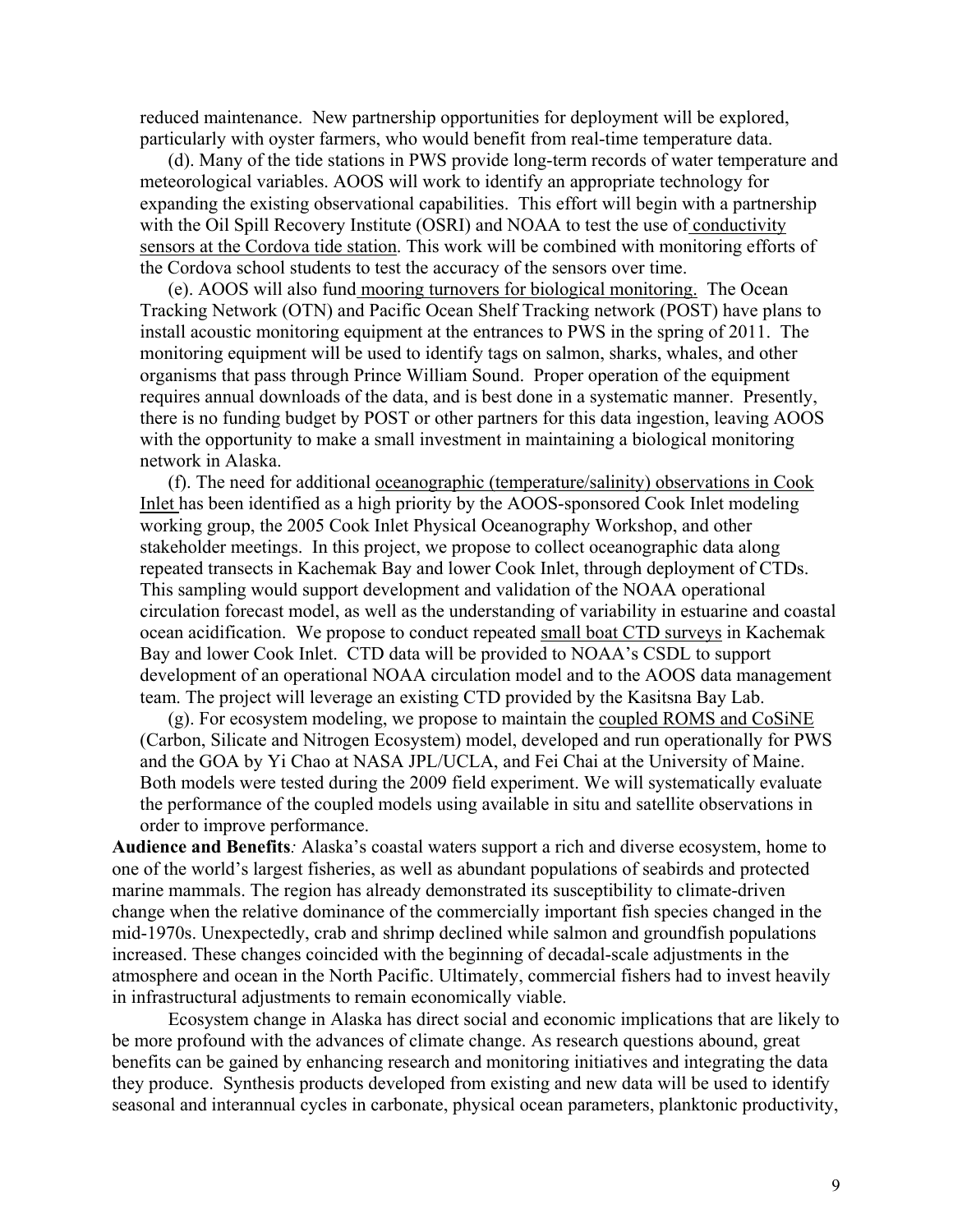reduced maintenance. New partnership opportunities for deployment will be explored, particularly with oyster farmers, who would benefit from real-time temperature data.

(d). Many of the tide stations in PWS provide long-term records of water temperature and meteorological variables. AOOS will work to identify an appropriate technology for expanding the existing observational capabilities. This effort will begin with a partnership with the Oil Spill Recovery Institute (OSRI) and NOAA to test the use of conductivity sensors at the Cordova tide station. This work will be combined with monitoring efforts of the Cordova school students to test the accuracy of the sensors over time.

(e). AOOS will also fund mooring turnovers for biological monitoring. The Ocean Tracking Network (OTN) and Pacific Ocean Shelf Tracking network (POST) have plans to install acoustic monitoring equipment at the entrances to PWS in the spring of 2011. The monitoring equipment will be used to identify tags on salmon, sharks, whales, and other organisms that pass through Prince William Sound. Proper operation of the equipment requires annual downloads of the data, and is best done in a systematic manner. Presently, there is no funding budget by POST or other partners for this data ingestion, leaving AOOS with the opportunity to make a small investment in maintaining a biological monitoring network in Alaska.

(f). The need for additional oceanographic (temperature/salinity) observations in Cook Inlet has been identified as a high priority by the AOOS-sponsored Cook Inlet modeling working group, the 2005 Cook Inlet Physical Oceanography Workshop, and other stakeholder meetings. In this project, we propose to collect oceanographic data along repeated transects in Kachemak Bay and lower Cook Inlet, through deployment of CTDs. This sampling would support development and validation of the NOAA operational circulation forecast model, as well as the understanding of variability in estuarine and coastal ocean acidification. We propose to conduct repeated small boat CTD surveys in Kachemak Bay and lower Cook Inlet. CTD data will be provided to NOAA's CSDL to support development of an operational NOAA circulation model and to the AOOS data management team. The project will leverage an existing CTD provided by the Kasitsna Bay Lab.

(g). For ecosystem modeling, we propose to maintain the coupled ROMS and CoSiNE (Carbon, Silicate and Nitrogen Ecosystem) model, developed and run operationally for PWS and the GOA by Yi Chao at NASA JPL/UCLA, and Fei Chai at the University of Maine. Both models were tested during the 2009 field experiment. We will systematically evaluate the performance of the coupled models using available in situ and satellite observations in order to improve performance.

**Audience and Benefits***:* Alaska's coastal waters support a rich and diverse ecosystem, home to one of the world's largest fisheries, as well as abundant populations of seabirds and protected marine mammals. The region has already demonstrated its susceptibility to climate-driven change when the relative dominance of the commercially important fish species changed in the mid-1970s. Unexpectedly, crab and shrimp declined while salmon and groundfish populations increased. These changes coincided with the beginning of decadal-scale adjustments in the atmosphere and ocean in the North Pacific. Ultimately, commercial fishers had to invest heavily in infrastructural adjustments to remain economically viable.

Ecosystem change in Alaska has direct social and economic implications that are likely to be more profound with the advances of climate change. As research questions abound, great benefits can be gained by enhancing research and monitoring initiatives and integrating the data they produce. Synthesis products developed from existing and new data will be used to identify seasonal and interannual cycles in carbonate, physical ocean parameters, planktonic productivity,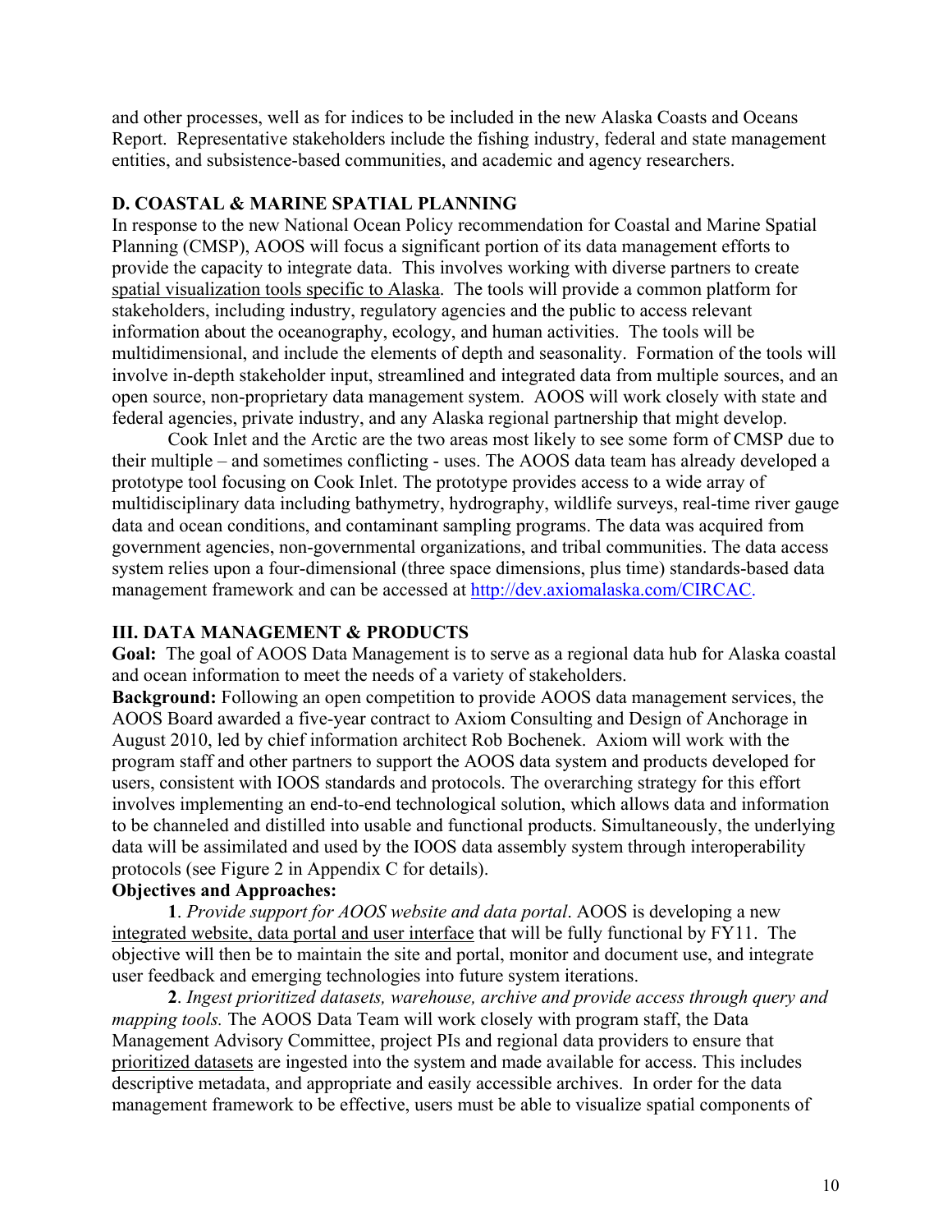and other processes, well as for indices to be included in the new Alaska Coasts and Oceans Report. Representative stakeholders include the fishing industry, federal and state management entities, and subsistence-based communities, and academic and agency researchers.

### D. COASTAL & MARINE SPATIAL PLANNING

In response to the new National Ocean Policy recommendation for Coastal and Marine Spatial Planning (CMSP), AOOS will focus a significant portion of its data management efforts to provide the capacity to integrate data. This involves working with diverse partners to create spatial visualization tools specific to Alaska. The tools will provide a common platform for stakeholders, including industry, regulatory agencies and the public to access relevant information about the oceanography, ecology, and human activities. The tools will be multidimensional, and include the elements of depth and seasonality. Formation of the tools will involve in-depth stakeholder input, streamlined and integrated data from multiple sources, and an open source, non-proprietary data management system. AOOS will work closely with state and federal agencies, private industry, and any Alaska regional partnership that might develop.

Cook Inlet and the Arctic are the two areas most likely to see some form of CMSP due to their multiple – and sometimes conflicting - uses. The AOOS data team has already developed a prototype tool focusing on Cook Inlet. The prototype provides access to a wide array of multidisciplinary data including bathymetry, hydrography, wildlife surveys, real-time river gauge data and ocean conditions, and contaminant sampling programs. The data was acquired from government agencies, non-governmental organizations, and tribal communities. The data access system relies upon a four-dimensional (three space dimensions, plus time) standards-based data management framework and can be accessed at http://dev.axiomalaska.com/CIRCAC.

## III. DATA MANAGEMENT & PRODUCTS

**Goal:** The goal of AOOS Data Management is to serve as a regional data hub for Alaska coastal and ocean information to meet the needs of a variety of stakeholders.

**Background:** Following an open competition to provide AOOS data management services, the AOOS Board awarded a five-year contract to Axiom Consulting and Design of Anchorage in August 2010, led by chief information architect Rob Bochenek. Axiom will work with the program staff and other partners to support the AOOS data system and products developed for users, consistent with IOOS standards and protocols. The overarching strategy for this effort involves implementing an end-to-end technological solution, which allows data and information to be channeled and distilled into usable and functional products. Simultaneously, the underlying data will be assimilated and used by the IOOS data assembly system through interoperability protocols (see Figure 2 in Appendix C for details).

**Objectives and Approaches:**

**1**. *Provide support for AOOS website and data portal*. AOOS is developing a new integrated website, data portal and user interface that will be fully functional by FY11. The objective will then be to maintain the site and portal, monitor and document use, and integrate user feedback and emerging technologies into future system iterations.

**2**. *Ingest prioritized datasets, warehouse, archive and provide access through query and mapping tools.* The AOOS Data Team will work closely with program staff, the Data Management Advisory Committee, project PIs and regional data providers to ensure that prioritized datasets are ingested into the system and made available for access. This includes descriptive metadata, and appropriate and easily accessible archives. In order for the data management framework to be effective, users must be able to visualize spatial components of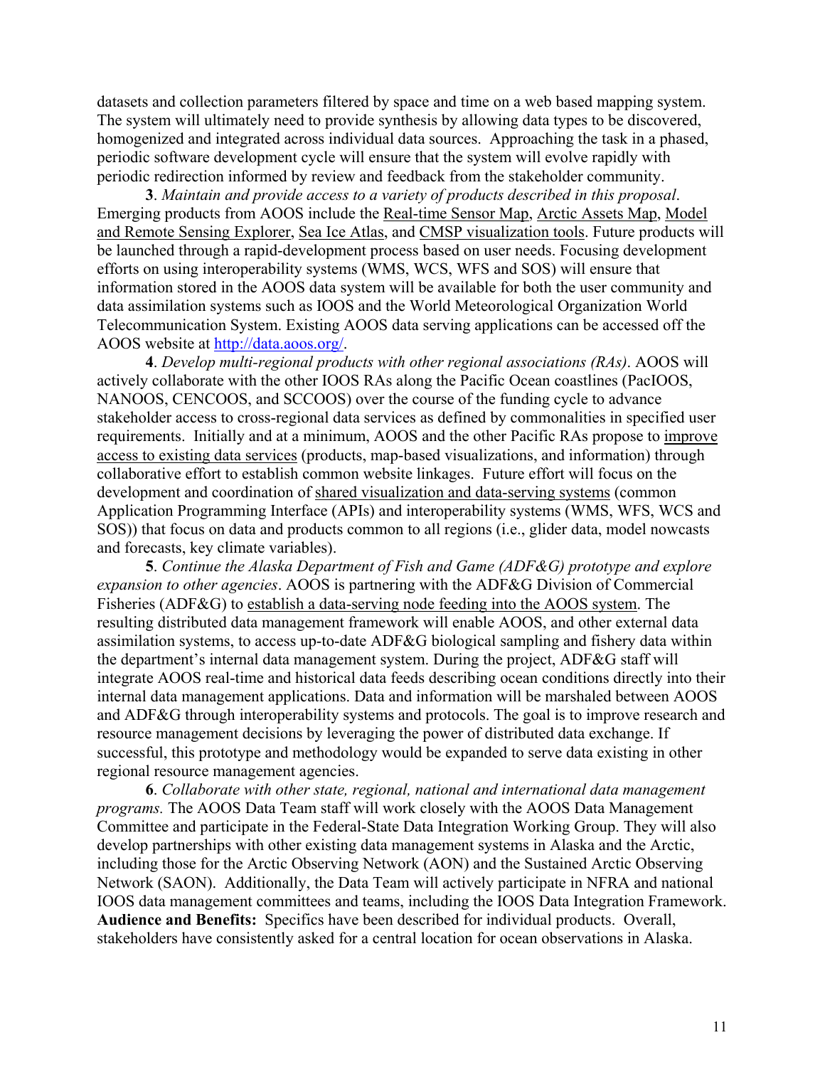datasets and collection parameters filtered by space and time on a web based mapping system. The system will ultimately need to provide synthesis by allowing data types to be discovered, homogenized and integrated across individual data sources. Approaching the task in a phased, periodic software development cycle will ensure that the system will evolve rapidly with periodic redirection informed by review and feedback from the stakeholder community.

**3**. *Maintain and provide access to a variety of products described in this proposal*. Emerging products from AOOS include the Real-time Sensor Map, Arctic Assets Map, Model and Remote Sensing Explorer, Sea Ice Atlas, and CMSP visualization tools. Future products will be launched through a rapid-development process based on user needs. Focusing development efforts on using interoperability systems (WMS, WCS, WFS and SOS) will ensure that information stored in the AOOS data system will be available for both the user community and data assimilation systems such as IOOS and the World Meteorological Organization World Telecommunication System. Existing AOOS data serving applications can be accessed off the AOOS website at http://data.aoos.org/.

**4**. *Develop multi-regional products with other regional associations (RAs)*. AOOS will actively collaborate with the other IOOS RAs along the Pacific Ocean coastlines (PacIOOS, NANOOS, CENCOOS, and SCCOOS) over the course of the funding cycle to advance stakeholder access to cross-regional data services as defined by commonalities in specified user requirements. Initially and at a minimum, AOOS and the other Pacific RAs propose to improve access to existing data services (products, map-based visualizations, and information) through collaborative effort to establish common website linkages. Future effort will focus on the development and coordination of shared visualization and data-serving systems (common Application Programming Interface (APIs) and interoperability systems (WMS, WFS, WCS and SOS)) that focus on data and products common to all regions (i.e., glider data, model nowcasts and forecasts, key climate variables).

**5**. *Continue the Alaska Department of Fish and Game (ADF&G) prototype and explore expansion to other agencies*. AOOS is partnering with the ADF&G Division of Commercial Fisheries (ADF&G) to establish a data-serving node feeding into the AOOS system. The resulting distributed data management framework will enable AOOS, and other external data assimilation systems, to access up-to-date ADF&G biological sampling and fishery data within the department's internal data management system. During the project, ADF&G staff will integrate AOOS real-time and historical data feeds describing ocean conditions directly into their internal data management applications. Data and information will be marshaled between AOOS and ADF&G through interoperability systems and protocols. The goal is to improve research and resource management decisions by leveraging the power of distributed data exchange. If successful, this prototype and methodology would be expanded to serve data existing in other regional resource management agencies.

**6**. *Collaborate with other state, regional, national and international data management programs.* The AOOS Data Team staff will work closely with the AOOS Data Management Committee and participate in the Federal-State Data Integration Working Group. They will also develop partnerships with other existing data management systems in Alaska and the Arctic, including those for the Arctic Observing Network (AON) and the Sustained Arctic Observing Network (SAON). Additionally, the Data Team will actively participate in NFRA and national IOOS data management committees and teams, including the IOOS Data Integration Framework.

**Audience and Benefits:** Specifics have been described for individual products. Overall, stakeholders have consistently asked for a central location for ocean observations in Alaska.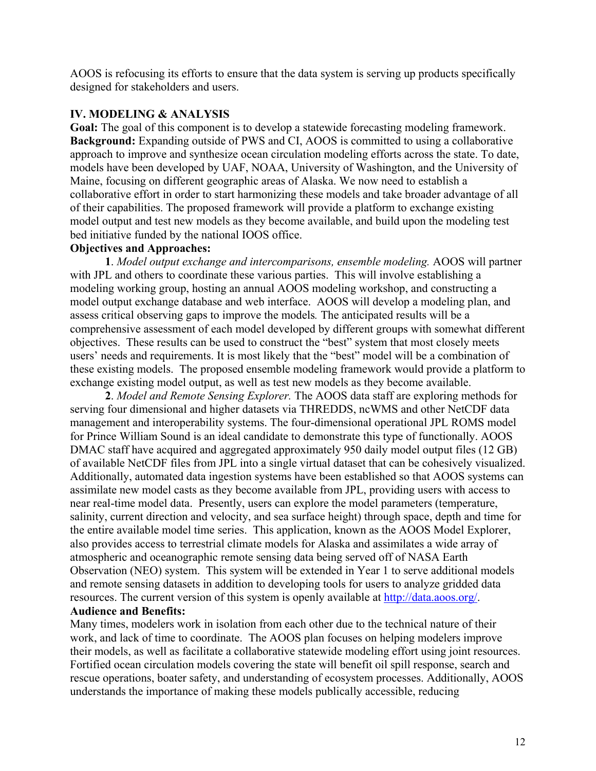AOOS is refocusing its efforts to ensure that the data system is serving up products specifically designed for stakeholders and users.

## IV. MODELING & ANALYSIS

**Goal:** The goal of this component is to develop a statewide forecasting modeling framework.
**Background:** Expanding outside of PWS and CI, AOOS is committed to using a collaborative approach to improve and synthesize ocean circulation modeling efforts across the state. To date, models have been developed by UAF, NOAA, University of Washington, and the University of Maine, focusing on different geographic areas of Alaska. We now need to establish a collaborative effort in order to start harmonizing these models and take broader advantage of all of their capabilities. The proposed framework will provide a platform to exchange existing model output and test new models as they become available, and build upon the modeling test bed initiative funded by the national IOOS office.

**Objectives and Approaches:**

**1**. *Model output exchange and intercomparisons, ensemble modeling.* AOOS will partner with JPL and others to coordinate these various parties. This will involve establishing a modeling working group, hosting an annual AOOS modeling workshop, and constructing a model output exchange database and web interface. AOOS will develop a modeling plan, and assess critical observing gaps to improve the models*.* The anticipated results will be a comprehensive assessment of each model developed by different groups with somewhat different objectives. These results can be used to construct the "best" system that most closely meets users' needs and requirements. It is most likely that the "best" model will be a combination of these existing models. The proposed ensemble modeling framework would provide a platform to exchange existing model output, as well as test new models as they become available.

**2**. *Model and Remote Sensing Explorer.* The AOOS data staff are exploring methods for serving four dimensional and higher datasets via THREDDS, ncWMS and other NetCDF data management and interoperability systems. The four-dimensional operational JPL ROMS model for Prince William Sound is an ideal candidate to demonstrate this type of functionally. AOOS DMAC staff have acquired and aggregated approximately 950 daily model output files (12 GB) of available NetCDF files from JPL into a single virtual dataset that can be cohesively visualized. Additionally, automated data ingestion systems have been established so that AOOS systems can assimilate new model casts as they become available from JPL, providing users with access to near real-time model data. Presently, users can explore the model parameters (temperature, salinity, current direction and velocity, and sea surface height) through space, depth and time for the entire available model time series. This application, known as the AOOS Model Explorer, also provides access to terrestrial climate models for Alaska and assimilates a wide array of atmospheric and oceanographic remote sensing data being served off of NASA Earth Observation (NEO) system. This system will be extended in Year 1 to serve additional models and remote sensing datasets in addition to developing tools for users to analyze gridded data resources. The current version of this system is openly available at [http://data.aoos.org/](http://data.aoos.org/).

**Audience and Benefits:**
Many times, modelers work in isolation from each other due to the technical nature of their work, and lack of time to coordinate. The AOOS plan focuses on helping modelers improve their models, as well as facilitate a collaborative statewide modeling effort using joint resources. Fortified ocean circulation models covering the state will benefit oil spill response, search and rescue operations, boater safety, and understanding of ecosystem processes. Additionally, AOOS understands the importance of making these models publically accessible, reducing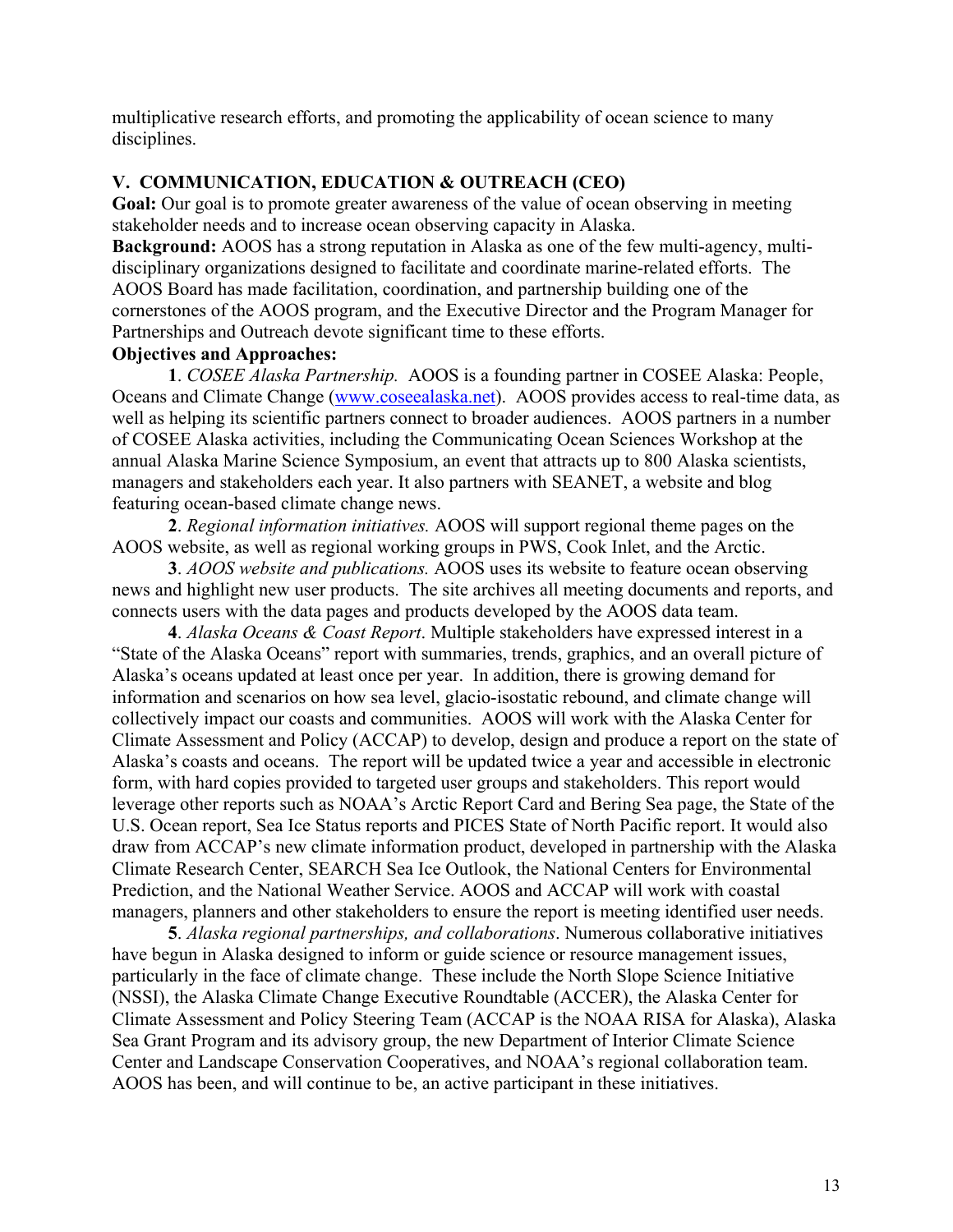multiplicative research efforts, and promoting the applicability of ocean science to many disciplines.

## V. COMMUNICATION, EDUCATION & OUTREACH (CEO)

**Goal:** Our goal is to promote greater awareness of the value of ocean observing in meeting stakeholder needs and to increase ocean observing capacity in Alaska.

**Background:** AOOS has a strong reputation in Alaska as one of the few multi-agency, multi-disciplinary organizations designed to facilitate and coordinate marine-related efforts. The AOOS Board has made facilitation, coordination, and partnership building one of the cornerstones of the AOOS program, and the Executive Director and the Program Manager for Partnerships and Outreach devote significant time to these efforts.

**Objectives and Approaches:**

**1**. *COSEE Alaska Partnership.* AOOS is a founding partner in COSEE Alaska: People, Oceans and Climate Change (www.coseealaska.net). AOOS provides access to real-time data, as well as helping its scientific partners connect to broader audiences. AOOS partners in a number of COSEE Alaska activities, including the Communicating Ocean Sciences Workshop at the annual Alaska Marine Science Symposium, an event that attracts up to 800 Alaska scientists, managers and stakeholders each year. It also partners with SEANET, a website and blog featuring ocean-based climate change news.

**2**. *Regional information initiatives.* AOOS will support regional theme pages on the AOOS website, as well as regional working groups in PWS, Cook Inlet, and the Arctic.

**3**. *AOOS website and publications.* AOOS uses its website to feature ocean observing news and highlight new user products. The site archives all meeting documents and reports, and connects users with the data pages and products developed by the AOOS data team.

**4**. *Alaska Oceans & Coast Report*. Multiple stakeholders have expressed interest in a "State of the Alaska Oceans" report with summaries, trends, graphics, and an overall picture of Alaska's oceans updated at least once per year. In addition, there is growing demand for information and scenarios on how sea level, glacio-isostatic rebound, and climate change will collectively impact our coasts and communities. AOOS will work with the Alaska Center for Climate Assessment and Policy (ACCAP) to develop, design and produce a report on the state of Alaska's coasts and oceans. The report will be updated twice a year and accessible in electronic form, with hard copies provided to targeted user groups and stakeholders. This report would leverage other reports such as NOAA's Arctic Report Card and Bering Sea page, the State of the U.S. Ocean report, Sea Ice Status reports and PICES State of North Pacific report. It would also draw from ACCAP's new climate information product, developed in partnership with the Alaska Climate Research Center, SEARCH Sea Ice Outlook, the National Centers for Environmental Prediction, and the National Weather Service. AOOS and ACCAP will work with coastal managers, planners and other stakeholders to ensure the report is meeting identified user needs.

**5**. *Alaska regional partnerships, and collaborations*. Numerous collaborative initiatives have begun in Alaska designed to inform or guide science or resource management issues, particularly in the face of climate change. These include the North Slope Science Initiative (NSSI), the Alaska Climate Change Executive Roundtable (ACCER), the Alaska Center for Climate Assessment and Policy Steering Team (ACCAP is the NOAA RISA for Alaska), Alaska Sea Grant Program and its advisory group, the new Department of Interior Climate Science Center and Landscape Conservation Cooperatives, and NOAA's regional collaboration team. AOOS has been, and will continue to be, an active participant in these initiatives.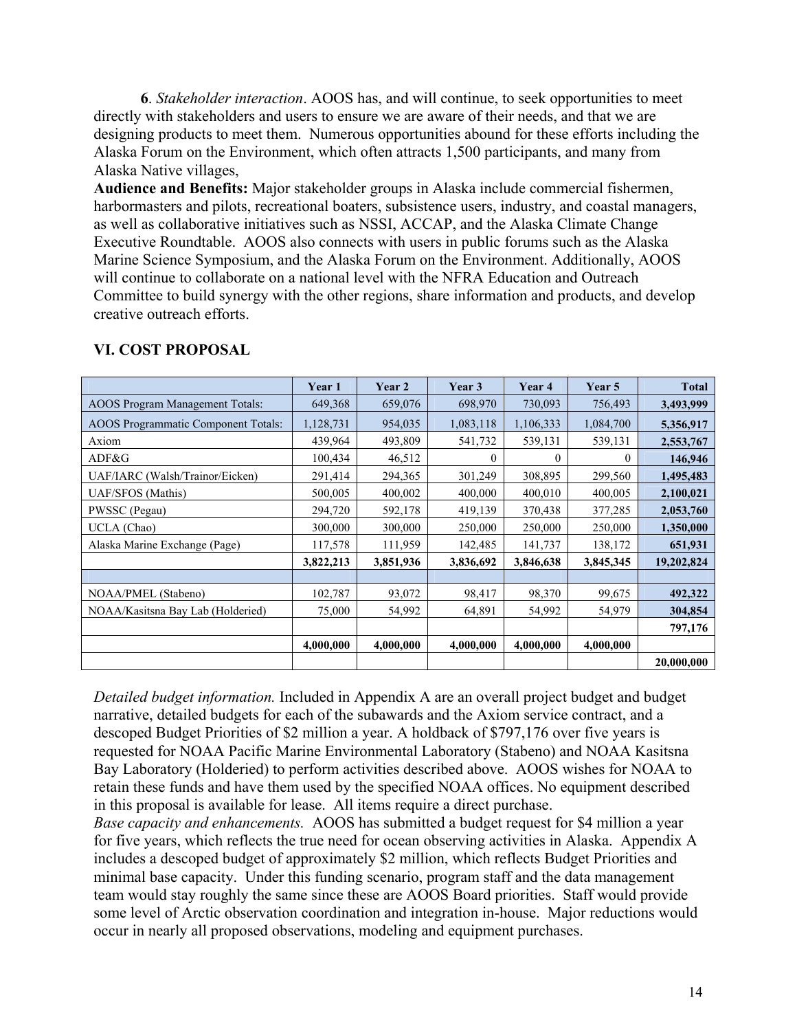**6**. *Stakeholder interaction*. AOOS has, and will continue, to seek opportunities to meet directly with stakeholders and users to ensure we are aware of their needs, and that we are designing products to meet them. Numerous opportunities abound for these efforts including the Alaska Forum on the Environment, which often attracts 1,500 participants, and many from Alaska Native villages,

**Audience and Benefits:** Major stakeholder groups in Alaska include commercial fishermen, harbormasters and pilots, recreational boaters, subsistence users, industry, and coastal managers, as well as collaborative initiatives such as NSSI, ACCAP, and the Alaska Climate Change Executive Roundtable. AOOS also connects with users in public forums such as the Alaska Marine Science Symposium, and the Alaska Forum on the Environment. Additionally, AOOS will continue to collaborate on a national level with the NFRA Education and Outreach Committee to build synergy with the other regions, share information and products, and develop creative outreach efforts.

## VI. COST PROPOSAL

| | Year 1 | Year 2 | Year 3 | Year 4 | Year 5 | Total |
|---|---|---|---|---|---|---|
| AOOS Program Management Totals: | 649,368 | 659,076 | 698,970 | 730,093 | 756,493 | **3,493,999** |
| AOOS Programmatic Component Totals: | 1,128,731 | 954,035 | 1,083,118 | 1,106,333 | 1,084,700 | **5,356,917** |
| Axiom | 439,964 | 493,809 | 541,732 | 539,131 | 539,131 | **2,553,767** |
| ADF&G | 100,434 | 46,512 | 0 | 0 | 0 | **146,946** |
| UAF/IARC (Walsh/Trainor/Eicken) | 291,414 | 294,365 | 301,249 | 308,895 | 299,560 | **1,495,483** |
| UAF/SFOS (Mathis) | 500,005 | 400,002 | 400,000 | 400,010 | 400,005 | **2,100,021** |
| PWSSC (Pegau) | 294,720 | 592,178 | 419,139 | 370,438 | 377,285 | **2,053,760** |
| UCLA (Chao) | 300,000 | 300,000 | 250,000 | 250,000 | 250,000 | **1,350,000** |
| Alaska Marine Exchange (Page) | 117,578 | 111,959 | 142,485 | 141,737 | 138,172 | **651,931** |
| | **3,822,213** | **3,851,936** | **3,836,692** | **3,846,638** | **3,845,345** | **19,202,824** |
| | | | | | | |
| NOAA/PMEL (Stabeno) | 102,787 | 93,072 | 98,417 | 98,370 | 99,675 | **492,322** |
| NOAA/Kasitsna Bay Lab (Holderied) | 75,000 | 54,992 | 64,891 | 54,992 | 54,979 | **304,854** |
| | | | | | | **797,176** |
| | **4,000,000** | **4,000,000** | **4,000,000** | **4,000,000** | **4,000,000** | |
| | | | | | | **20,000,000** |

*Detailed budget information.* Included in Appendix A are an overall project budget and budget narrative, detailed budgets for each of the subawards and the Axiom service contract, and a descoped Budget Priorities of $2 million a year. A holdback of $797,176 over five years is requested for NOAA Pacific Marine Environmental Laboratory (Stabeno) and NOAA Kasitsna Bay Laboratory (Holderied) to perform activities described above. AOOS wishes for NOAA to retain these funds and have them used by the specified NOAA offices. No equipment described in this proposal is available for lease. All items require a direct purchase.

*Base capacity and enhancements.* AOOS has submitted a budget request for $4 million a year for five years, which reflects the true need for ocean observing activities in Alaska. Appendix A includes a descoped budget of approximately $2 million, which reflects Budget Priorities and minimal base capacity. Under this funding scenario, program staff and the data management team would stay roughly the same since these are AOOS Board priorities. Staff would provide some level of Arctic observation coordination and integration in-house. Major reductions would occur in nearly all proposed observations, modeling and equipment purchases.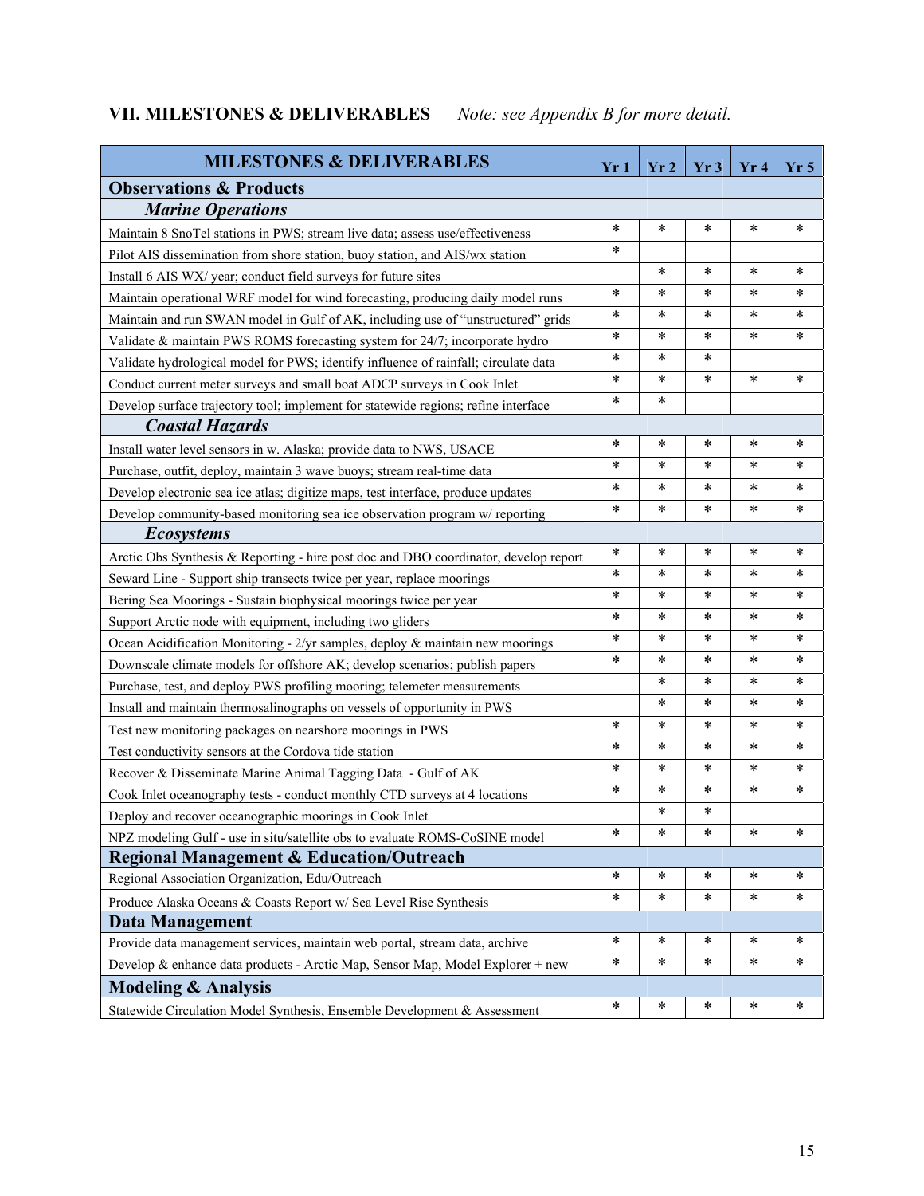## VII. MILESTONES & DELIVERABLES *Note: see Appendix B for more detail.*

| MILESTONES & DELIVERABLES | Yr 1 | Yr 2 | Yr 3 | Yr 4 | Yr 5 |
|---|---|---|---|---|---|
| **Observations & Products** | | | | | |
| ***Marine Operations*** | | | | | |
| Maintain 8 SnoTel stations in PWS; stream live data; assess use/effectiveness | * | * | * | * | * |
| Pilot AIS dissemination from shore station, buoy station, and AIS/wx station | * | | | | |
| Install 6 AIS WX/ year; conduct field surveys for future sites | | * | * | * | * |
| Maintain operational WRF model for wind forecasting, producing daily model runs | * | * | * | * | * |
| Maintain and run SWAN model in Gulf of AK, including use of "unstructured" grids | * | * | * | * | * |
| Validate & maintain PWS ROMS forecasting system for 24/7; incorporate hydro | * | * | * | * | * |
| Validate hydrological model for PWS; identify influence of rainfall; circulate data | * | * | * | | |
| Conduct current meter surveys and small boat ADCP surveys in Cook Inlet | * | * | * | * | * |
| Develop surface trajectory tool; implement for statewide regions; refine interface | * | * | | | |
| ***Coastal Hazards*** | | | | | |
| Install water level sensors in w. Alaska; provide data to NWS, USACE | * | * | * | * | * |
| Purchase, outfit, deploy, maintain 3 wave buoys; stream real-time data | * | * | * | * | * |
| Develop electronic sea ice atlas; digitize maps, test interface, produce updates | * | * | * | * | * |
| Develop community-based monitoring sea ice observation program w/ reporting | * | * | * | * | * |
| ***Ecosystems*** | | | | | |
| Arctic Obs Synthesis & Reporting - hire post doc and DBO coordinator, develop report | * | * | * | * | * |
| Seward Line - Support ship transects twice per year, replace moorings | * | * | * | * | * |
| Bering Sea Moorings - Sustain biophysical moorings twice per year | * | * | * | * | * |
| Support Arctic node with equipment, including two gliders | * | * | * | * | * |
| Ocean Acidification Monitoring - 2/yr samples, deploy & maintain new moorings | * | * | * | * | * |
| Downscale climate models for offshore AK; develop scenarios; publish papers | * | * | * | * | * |
| Purchase, test, and deploy PWS profiling mooring; telemeter measurements | | * | * | * | * |
| Install and maintain thermosalinographs on vessels of opportunity in PWS | | * | * | * | * |
| Test new monitoring packages on nearshore moorings in PWS | * | * | * | * | * |
| Test conductivity sensors at the Cordova tide station | * | * | * | * | * |
| Recover & Disseminate Marine Animal Tagging Data - Gulf of AK | * | * | * | * | * |
| Cook Inlet oceanography tests - conduct monthly CTD surveys at 4 locations | * | * | * | * | * |
| Deploy and recover oceanographic moorings in Cook Inlet | | * | * | | |
| NPZ modeling Gulf - use in situ/satellite obs to evaluate ROMS-CoSINE model | * | * | * | * | * |
| **Regional Management & Education/Outreach** | | | | | |
| Regional Association Organization, Edu/Outreach | * | * | * | * | * |
| Produce Alaska Oceans & Coasts Report w/ Sea Level Rise Synthesis | * | * | * | * | * |
| **Data Management** | | | | | |
| Provide data management services, maintain web portal, stream data, archive | * | * | * | * | * |
| Develop & enhance data products - Arctic Map, Sensor Map, Model Explorer + new | * | * | * | * | * |
| **Modeling & Analysis** | | | | | |
| Statewide Circulation Model Synthesis, Ensemble Development & Assessment | * | * | * | * | * |